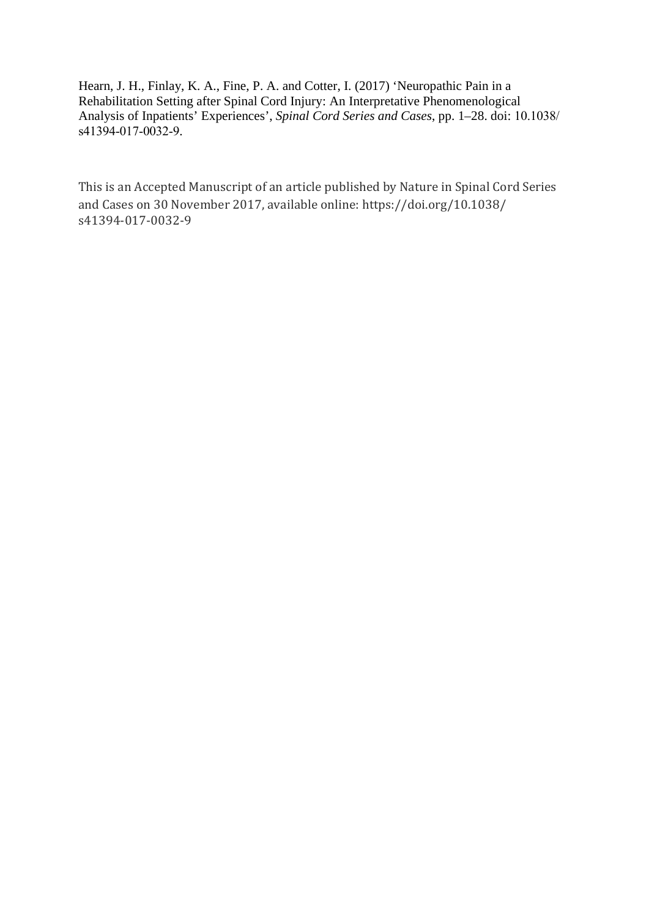Hearn, J. H., Finlay, K. A., Fine, P. A. and Cotter, I. (2017) 'Neuropathic Pain in a Rehabilitation Setting after Spinal Cord Injury: An Interpretative Phenomenological Analysis of Inpatients' Experiences', *Spinal Cord Series and Cases*, pp. 1–28. doi: 10.1038/s41394-017-0032-9.

This is an Accepted Manuscript of an article published by Nature in Spinal Cord Series and Cases on 30 November 2017, available online: https://doi.org/10.1038/s41394-017-0032-9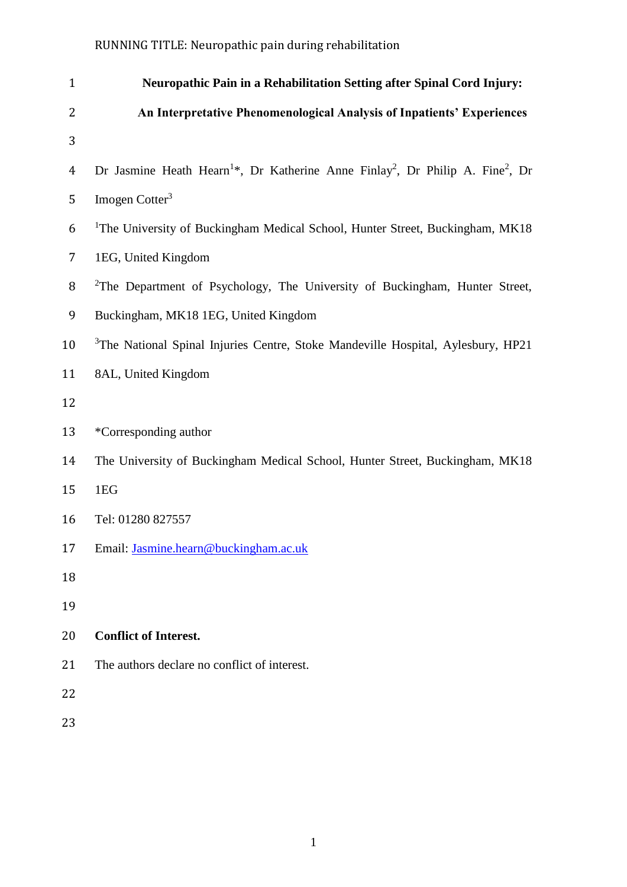# Neuropathic Pain in a Rehabilitation Setting after Spinal Cord Injury: An Interpretative Phenomenological Analysis of Inpatients' Experiences

Dr Jasmine Heath Hearn[1]*, Dr Katherine Anne Finlay[2], Dr Philip A. Fine[2], Dr Imogen Cotter[3]

[1]The University of Buckingham Medical School, Hunter Street, Buckingham, MK18 1EG, United Kingdom

[2]The Department of Psychology, The University of Buckingham, Hunter Street, Buckingham, MK18 1EG, United Kingdom

[3]The National Spinal Injuries Centre, Stoke Mandeville Hospital, Aylesbury, HP21 8AL, United Kingdom

*Corresponding author

The University of Buckingham Medical School, Hunter Street, Buckingham, MK18 1EG

Tel: 01280 827557

Email: Jasmine.hearn@buckingham.ac.uk

**Conflict of Interest.**

The authors declare no conflict of interest.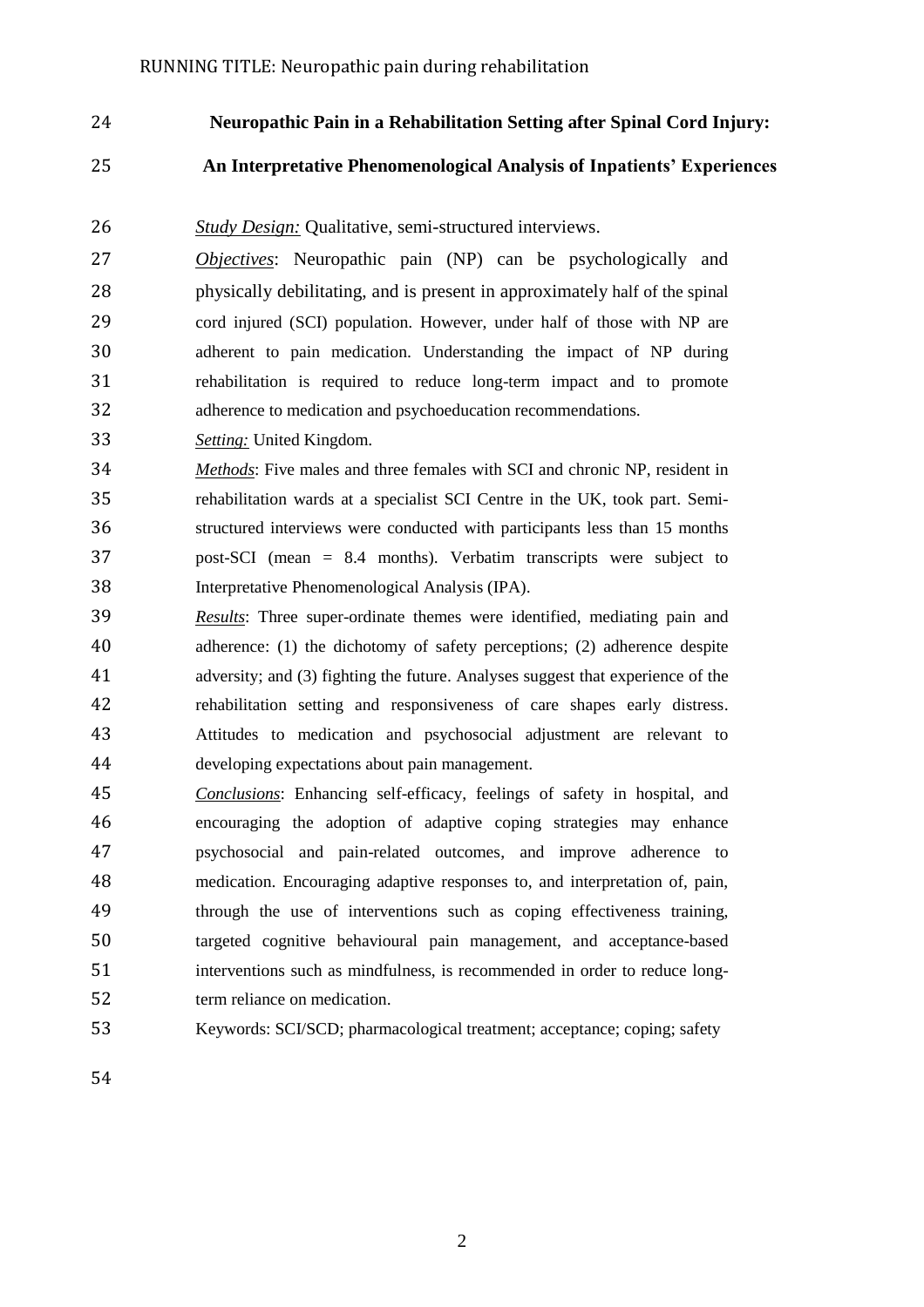# Neuropathic Pain in a Rehabilitation Setting after Spinal Cord Injury:

# An Interpretative Phenomenological Analysis of Inpatients' Experiences

*Study Design:* Qualitative, semi-structured interviews.

*Objectives*: Neuropathic pain (NP) can be psychologically and physically debilitating, and is present in approximately half of the spinal cord injured (SCI) population. However, under half of those with NP are adherent to pain medication. Understanding the impact of NP during rehabilitation is required to reduce long-term impact and to promote adherence to medication and psychoeducation recommendations.

*Setting:* United Kingdom.

*Methods*: Five males and three females with SCI and chronic NP, resident in rehabilitation wards at a specialist SCI Centre in the UK, took part. Semi-structured interviews were conducted with participants less than 15 months post-SCI (mean = 8.4 months). Verbatim transcripts were subject to Interpretative Phenomenological Analysis (IPA).

*Results*: Three super-ordinate themes were identified, mediating pain and adherence: (1) the dichotomy of safety perceptions; (2) adherence despite adversity; and (3) fighting the future. Analyses suggest that experience of the rehabilitation setting and responsiveness of care shapes early distress. Attitudes to medication and psychosocial adjustment are relevant to developing expectations about pain management.

*Conclusions*: Enhancing self-efficacy, feelings of safety in hospital, and encouraging the adoption of adaptive coping strategies may enhance psychosocial and pain-related outcomes, and improve adherence to medication. Encouraging adaptive responses to, and interpretation of, pain, through the use of interventions such as coping effectiveness training, targeted cognitive behavioural pain management, and acceptance-based interventions such as mindfulness, is recommended in order to reduce long-term reliance on medication.

Keywords: SCI/SCD; pharmacological treatment; acceptance; coping; safety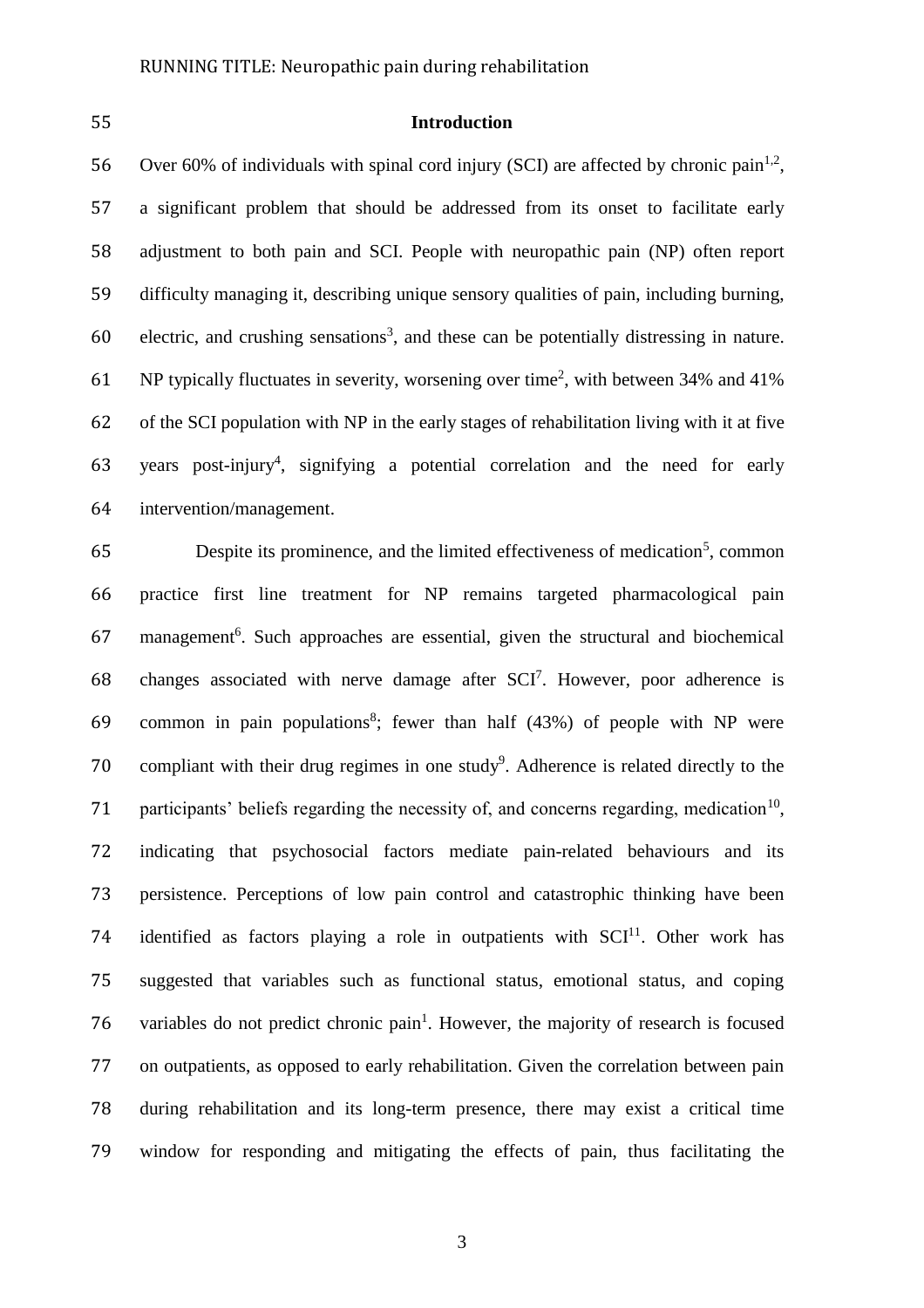## Introduction

Over 60% of individuals with spinal cord injury (SCI) are affected by chronic pain[1,2], a significant problem that should be addressed from its onset to facilitate early adjustment to both pain and SCI. People with neuropathic pain (NP) often report difficulty managing it, describing unique sensory qualities of pain, including burning, electric, and crushing sensations[3], and these can be potentially distressing in nature. NP typically fluctuates in severity, worsening over time[2], with between 34% and 41% of the SCI population with NP in the early stages of rehabilitation living with it at five years post-injury[4], signifying a potential correlation and the need for early intervention/management.

Despite its prominence, and the limited effectiveness of medication[5], common practice first line treatment for NP remains targeted pharmacological pain management[6]. Such approaches are essential, given the structural and biochemical changes associated with nerve damage after SCI[7]. However, poor adherence is common in pain populations[8]; fewer than half (43%) of people with NP were compliant with their drug regimes in one study[9]. Adherence is related directly to the participants' beliefs regarding the necessity of, and concerns regarding, medication[10], indicating that psychosocial factors mediate pain-related behaviours and its persistence. Perceptions of low pain control and catastrophic thinking have been identified as factors playing a role in outpatients with SCI[11]. Other work has suggested that variables such as functional status, emotional status, and coping variables do not predict chronic pain[1]. However, the majority of research is focused on outpatients, as opposed to early rehabilitation. Given the correlation between pain during rehabilitation and its long-term presence, there may exist a critical time window for responding and mitigating the effects of pain, thus facilitating the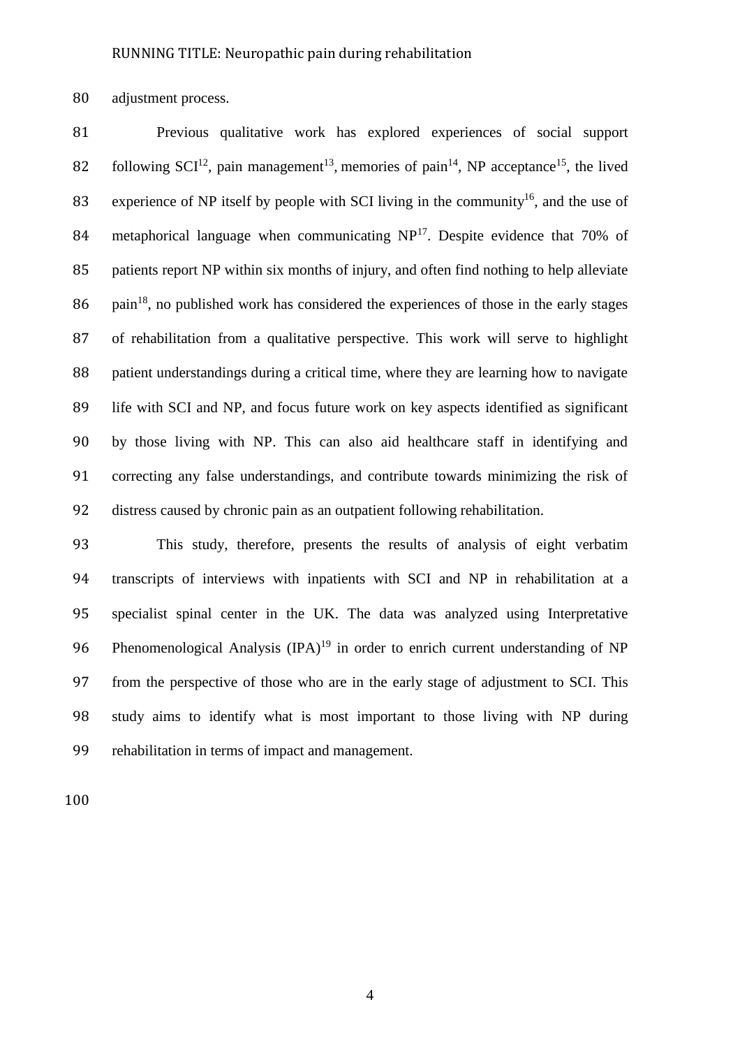adjustment process.

Previous qualitative work has explored experiences of social support following SCI[12], pain management[13], memories of pain[14], NP acceptance[15], the lived experience of NP itself by people with SCI living in the community[16], and the use of metaphorical language when communicating NP[17]. Despite evidence that 70% of patients report NP within six months of injury, and often find nothing to help alleviate pain[18], no published work has considered the experiences of those in the early stages of rehabilitation from a qualitative perspective. This work will serve to highlight patient understandings during a critical time, where they are learning how to navigate life with SCI and NP, and focus future work on key aspects identified as significant by those living with NP. This can also aid healthcare staff in identifying and correcting any false understandings, and contribute towards minimizing the risk of distress caused by chronic pain as an outpatient following rehabilitation.

This study, therefore, presents the results of analysis of eight verbatim transcripts of interviews with inpatients with SCI and NP in rehabilitation at a specialist spinal center in the UK. The data was analyzed using Interpretative Phenomenological Analysis (IPA)[19] in order to enrich current understanding of NP from the perspective of those who are in the early stage of adjustment to SCI. This study aims to identify what is most important to those living with NP during rehabilitation in terms of impact and management.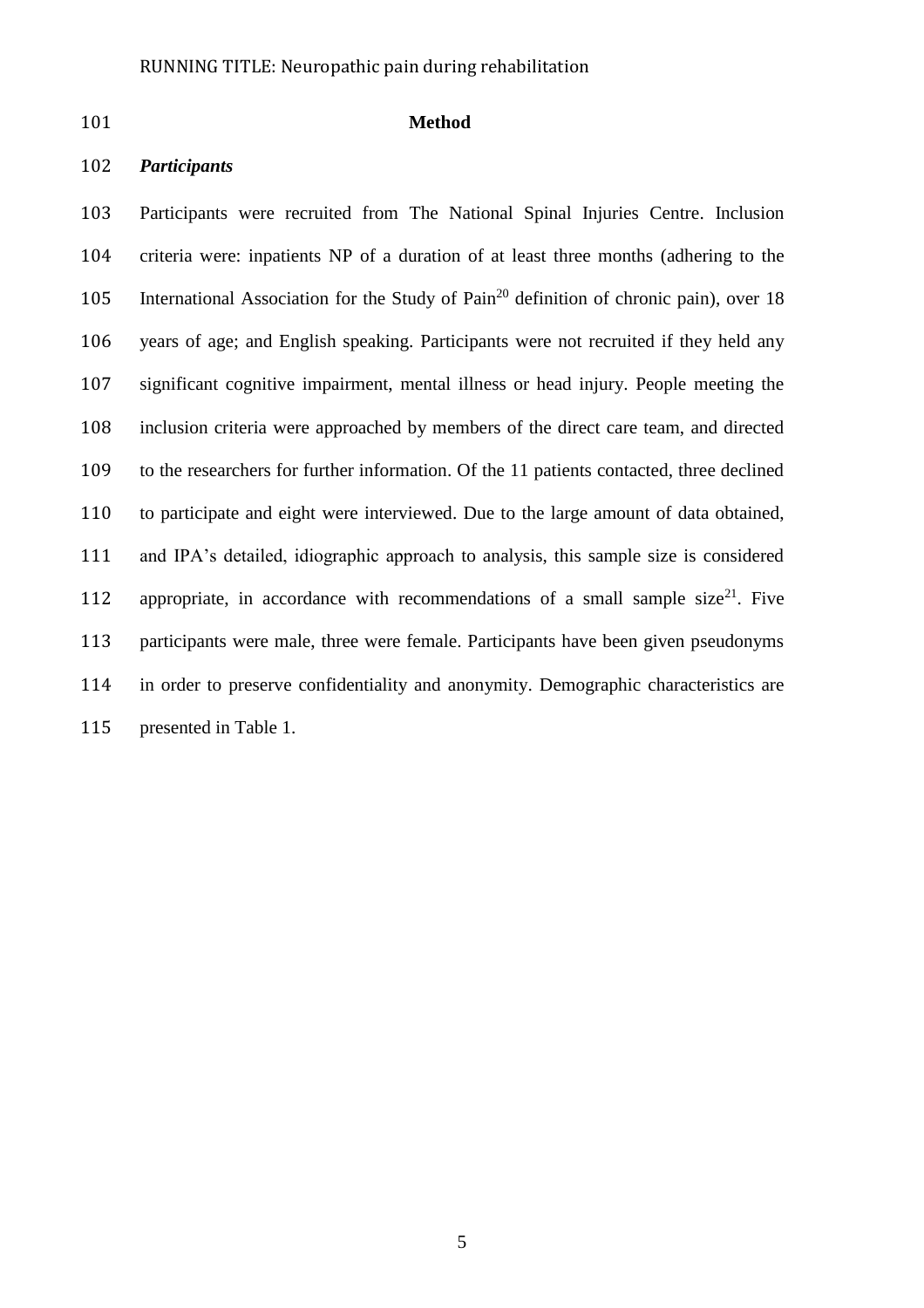## Method

### *Participants*

Participants were recruited from The National Spinal Injuries Centre. Inclusion criteria were: inpatients NP of a duration of at least three months (adhering to the International Association for the Study of Pain[20] definition of chronic pain), over 18 years of age; and English speaking. Participants were not recruited if they held any significant cognitive impairment, mental illness or head injury. People meeting the inclusion criteria were approached by members of the direct care team, and directed to the researchers for further information. Of the 11 patients contacted, three declined to participate and eight were interviewed. Due to the large amount of data obtained, and IPA's detailed, idiographic approach to analysis, this sample size is considered appropriate, in accordance with recommendations of a small sample size[21]. Five participants were male, three were female. Participants have been given pseudonyms in order to preserve confidentiality and anonymity. Demographic characteristics are presented in Table 1.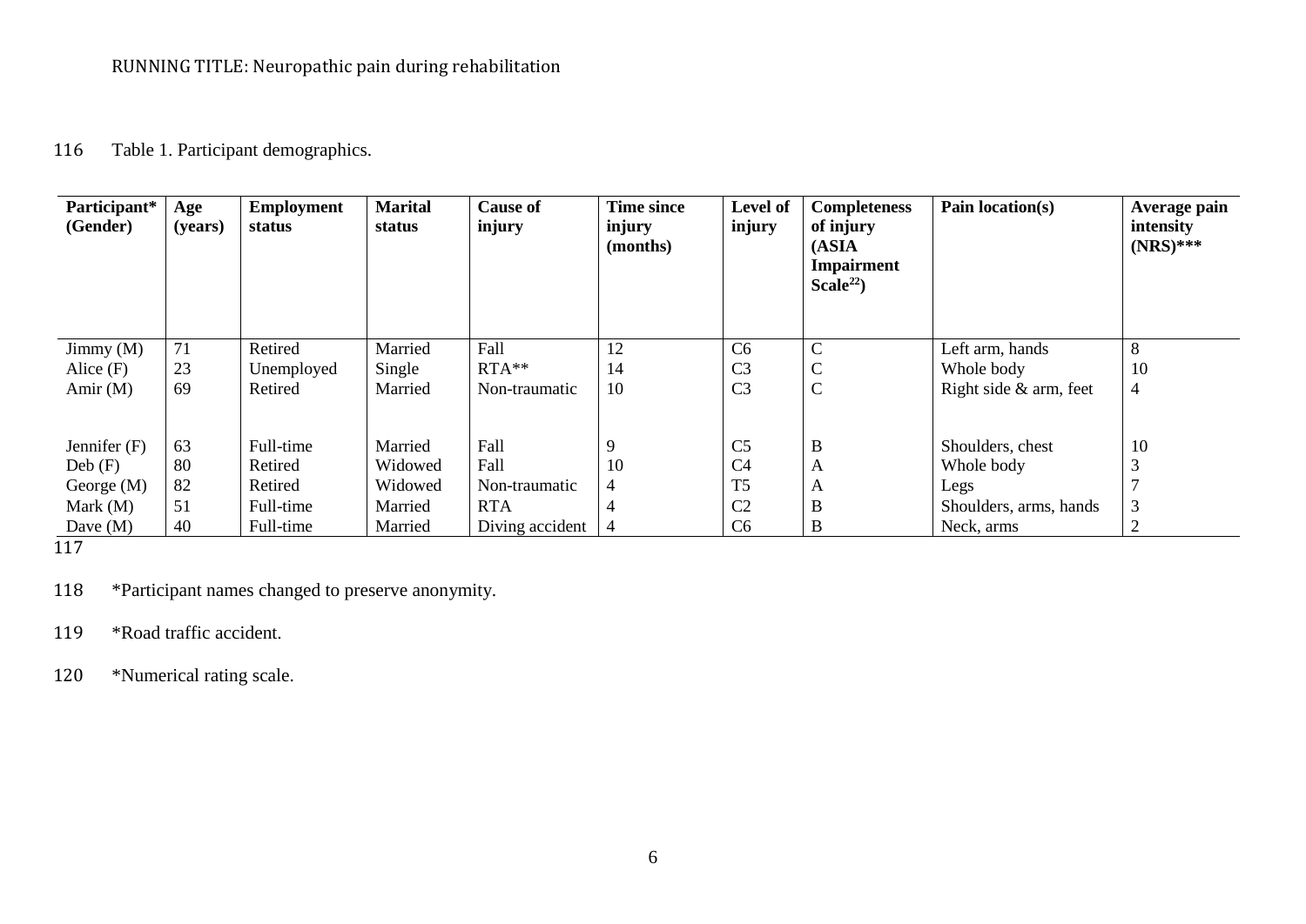Table 1. Participant demographics.

| Participant* (Gender) | Age (years) | Employment status | Marital status | Cause of injury | Time since injury (months) | Level of injury | Completeness of injury (ASIA Impairment Scale[22]) | Pain location(s) | Average pain intensity (NRS)*** |
|---|---|---|---|---|---|---|---|---|---|
| Jimmy (M) | 71 | Retired | Married | Fall | 12 | C6 | C | Left arm, hands | 8 |
| Alice (F) | 23 | Unemployed | Single | RTA** | 14 | C3 | C | Whole body | 10 |
| Amir (M) | 69 | Retired | Married | Non-traumatic | 10 | C3 | C | Right side & arm, feet | 4 |
| Jennifer (F) | 63 | Full-time | Married | Fall | 9 | C5 | B | Shoulders, chest | 10 |
| Deb (F) | 80 | Retired | Widowed | Fall | 10 | C4 | A | Whole body | 3 |
| George (M) | 82 | Retired | Widowed | Non-traumatic | 4 | T5 | A | Legs | 7 |
| Mark (M) | 51 | Full-time | Married | RTA | 4 | C2 | B | Shoulders, arms, hands | 3 |
| Dave (M) | 40 | Full-time | Married | Diving accident | 4 | C6 | B | Neck, arms | 2 |

*Participant names changed to preserve anonymity.

*Road traffic accident.

*Numerical rating scale.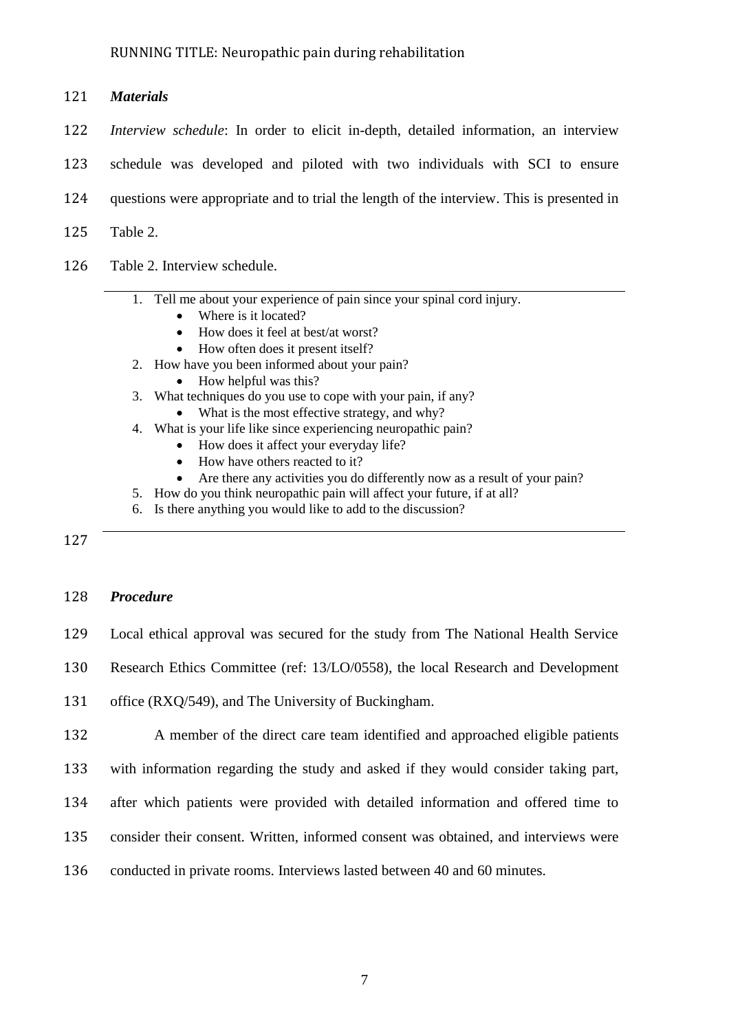### *Materials*

*Interview schedule*: In order to elicit in-depth, detailed information, an interview schedule was developed and piloted with two individuals with SCI to ensure questions were appropriate and to trial the length of the interview. This is presented in Table 2.

Table 2. Interview schedule.

1. Tell me about your experience of pain since your spinal cord injury.
   - Where is it located?
   - How does it feel at best/at worst?
   - How often does it present itself?
2. How have you been informed about your pain?
   - How helpful was this?
3. What techniques do you use to cope with your pain, if any?
   - What is the most effective strategy, and why?
4. What is your life like since experiencing neuropathic pain?
   - How does it affect your everyday life?
   - How have others reacted to it?
   - Are there any activities you do differently now as a result of your pain?
5. How do you think neuropathic pain will affect your future, if at all?
6. Is there anything you would like to add to the discussion?

### *Procedure*

Local ethical approval was secured for the study from The National Health Service Research Ethics Committee (ref: 13/LO/0558), the local Research and Development office (RXQ/549), and The University of Buckingham.

A member of the direct care team identified and approached eligible patients with information regarding the study and asked if they would consider taking part, after which patients were provided with detailed information and offered time to consider their consent. Written, informed consent was obtained, and interviews were conducted in private rooms. Interviews lasted between 40 and 60 minutes.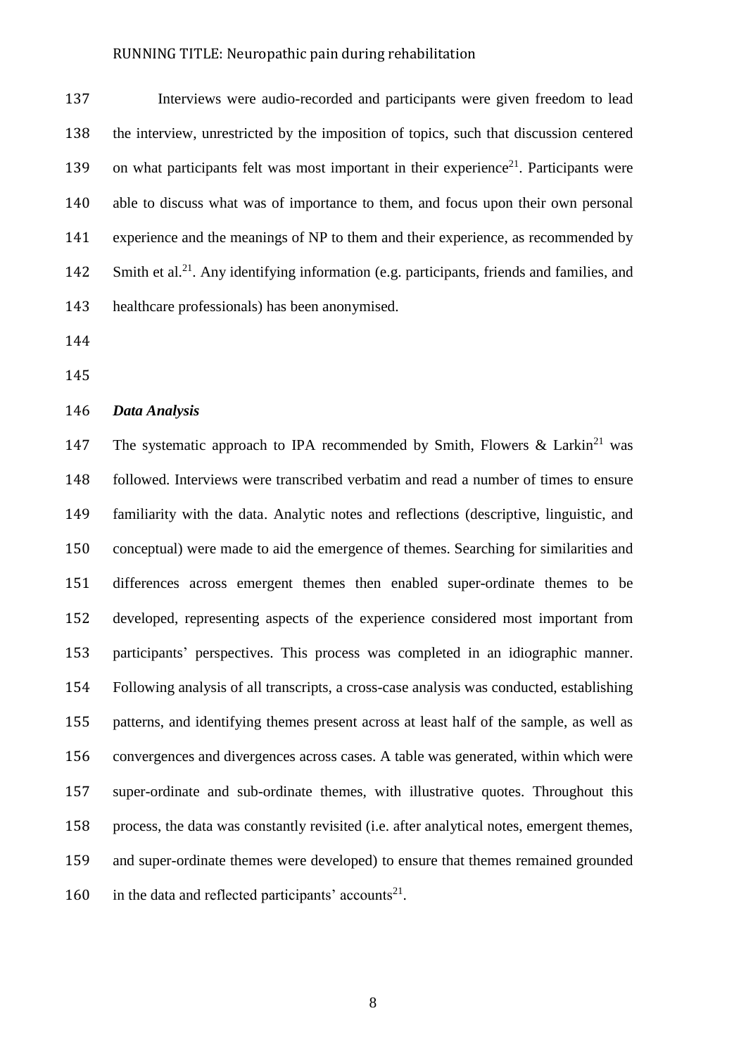Interviews were audio-recorded and participants were given freedom to lead the interview, unrestricted by the imposition of topics, such that discussion centered on what participants felt was most important in their experience[21]. Participants were able to discuss what was of importance to them, and focus upon their own personal experience and the meanings of NP to them and their experience, as recommended by Smith et al.[21]. Any identifying information (e.g. participants, friends and families, and healthcare professionals) has been anonymised.

### *Data Analysis*

The systematic approach to IPA recommended by Smith, Flowers & Larkin[21] was followed. Interviews were transcribed verbatim and read a number of times to ensure familiarity with the data. Analytic notes and reflections (descriptive, linguistic, and conceptual) were made to aid the emergence of themes. Searching for similarities and differences across emergent themes then enabled super-ordinate themes to be developed, representing aspects of the experience considered most important from participants' perspectives. This process was completed in an idiographic manner. Following analysis of all transcripts, a cross-case analysis was conducted, establishing patterns, and identifying themes present across at least half of the sample, as well as convergences and divergences across cases. A table was generated, within which were super-ordinate and sub-ordinate themes, with illustrative quotes. Throughout this process, the data was constantly revisited (i.e. after analytical notes, emergent themes, and super-ordinate themes were developed) to ensure that themes remained grounded in the data and reflected participants' accounts[21].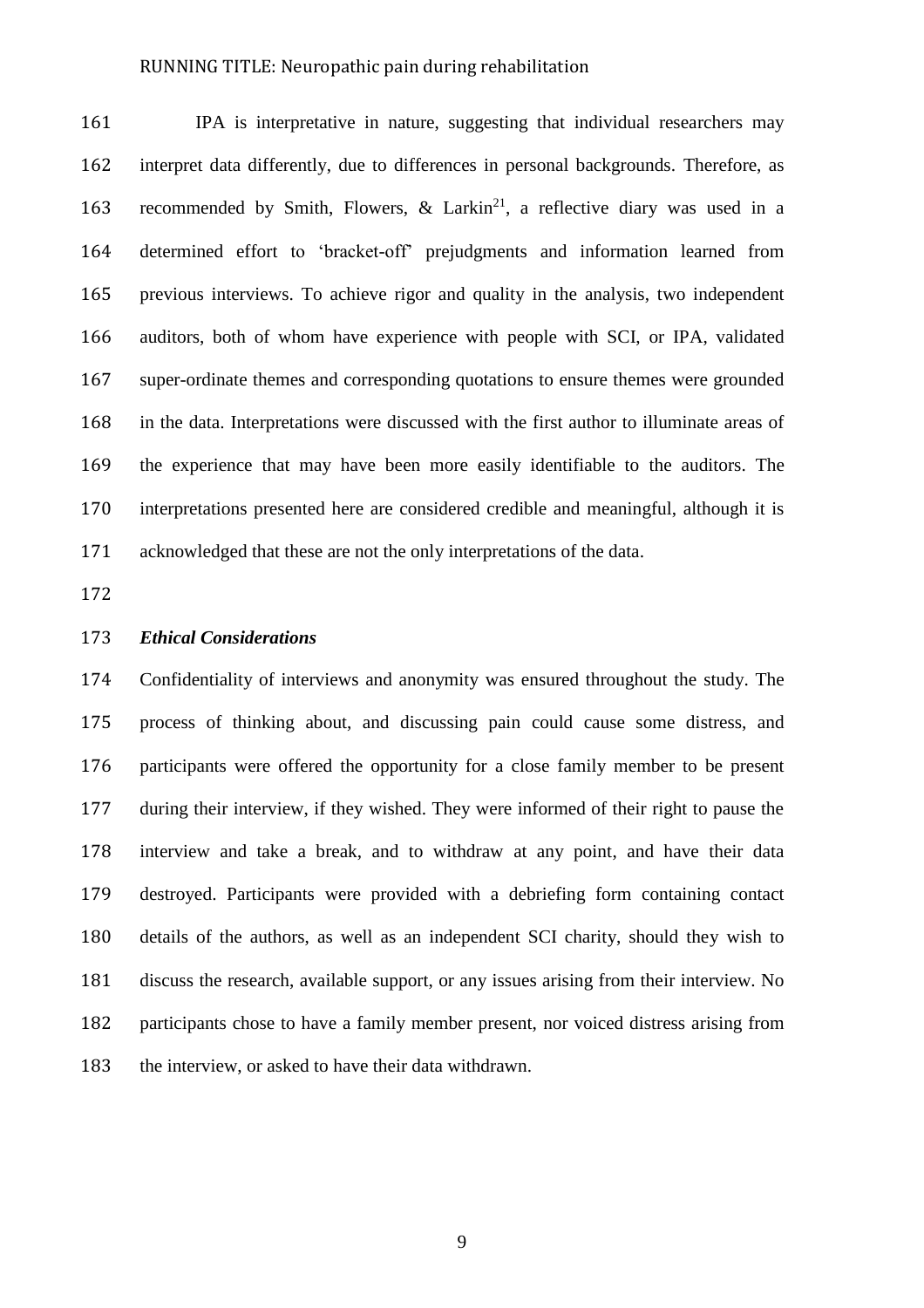IPA is interpretative in nature, suggesting that individual researchers may interpret data differently, due to differences in personal backgrounds. Therefore, as recommended by Smith, Flowers, & Larkin[21], a reflective diary was used in a determined effort to 'bracket-off' prejudgments and information learned from previous interviews. To achieve rigor and quality in the analysis, two independent auditors, both of whom have experience with people with SCI, or IPA, validated super-ordinate themes and corresponding quotations to ensure themes were grounded in the data. Interpretations were discussed with the first author to illuminate areas of the experience that may have been more easily identifiable to the auditors. The interpretations presented here are considered credible and meaningful, although it is acknowledged that these are not the only interpretations of the data.

### *Ethical Considerations*

Confidentiality of interviews and anonymity was ensured throughout the study. The process of thinking about, and discussing pain could cause some distress, and participants were offered the opportunity for a close family member to be present during their interview, if they wished. They were informed of their right to pause the interview and take a break, and to withdraw at any point, and have their data destroyed. Participants were provided with a debriefing form containing contact details of the authors, as well as an independent SCI charity, should they wish to discuss the research, available support, or any issues arising from their interview. No participants chose to have a family member present, nor voiced distress arising from the interview, or asked to have their data withdrawn.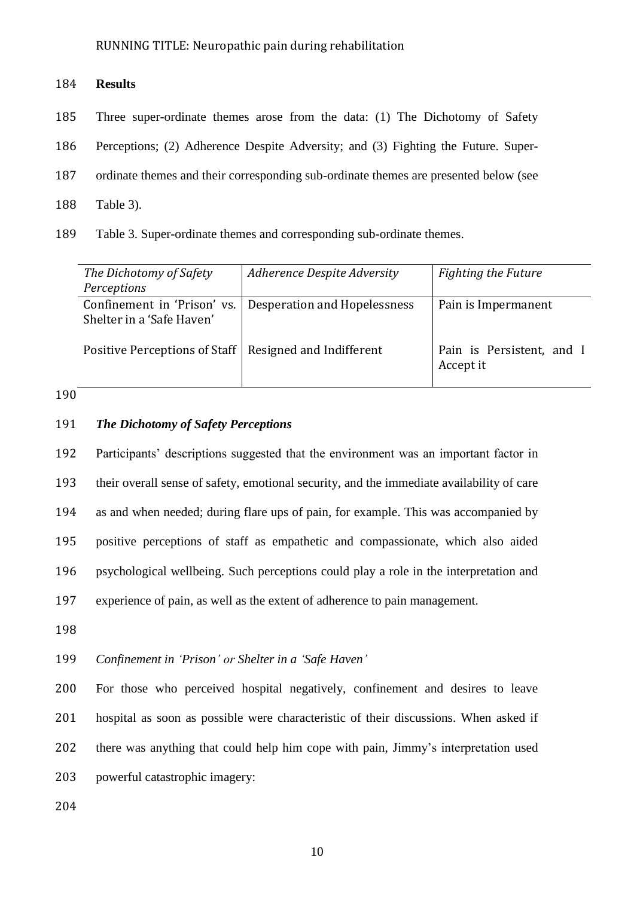## Results

Three super-ordinate themes arose from the data: (1) The Dichotomy of Safety Perceptions; (2) Adherence Despite Adversity; and (3) Fighting the Future. Super-ordinate themes and their corresponding sub-ordinate themes are presented below (see Table 3).

Table 3. Super-ordinate themes and corresponding sub-ordinate themes.

| *The Dichotomy of Safety Perceptions* | *Adherence Despite Adversity* | *Fighting the Future* |
|---|---|---|
| Confinement in 'Prison' vs. Shelter in a 'Safe Haven' | Desperation and Hopelessness | Pain is Impermanent |
| Positive Perceptions of Staff | Resigned and Indifferent | Pain is Persistent, and I Accept it |

### *The Dichotomy of Safety Perceptions*

Participants' descriptions suggested that the environment was an important factor in their overall sense of safety, emotional security, and the immediate availability of care as and when needed; during flare ups of pain, for example. This was accompanied by positive perceptions of staff as empathetic and compassionate, which also aided psychological wellbeing. Such perceptions could play a role in the interpretation and experience of pain, as well as the extent of adherence to pain management.

*Confinement in 'Prison' or Shelter in a 'Safe Haven'*

For those who perceived hospital negatively, confinement and desires to leave hospital as soon as possible were characteristic of their discussions. When asked if there was anything that could help him cope with pain, Jimmy's interpretation used powerful catastrophic imagery: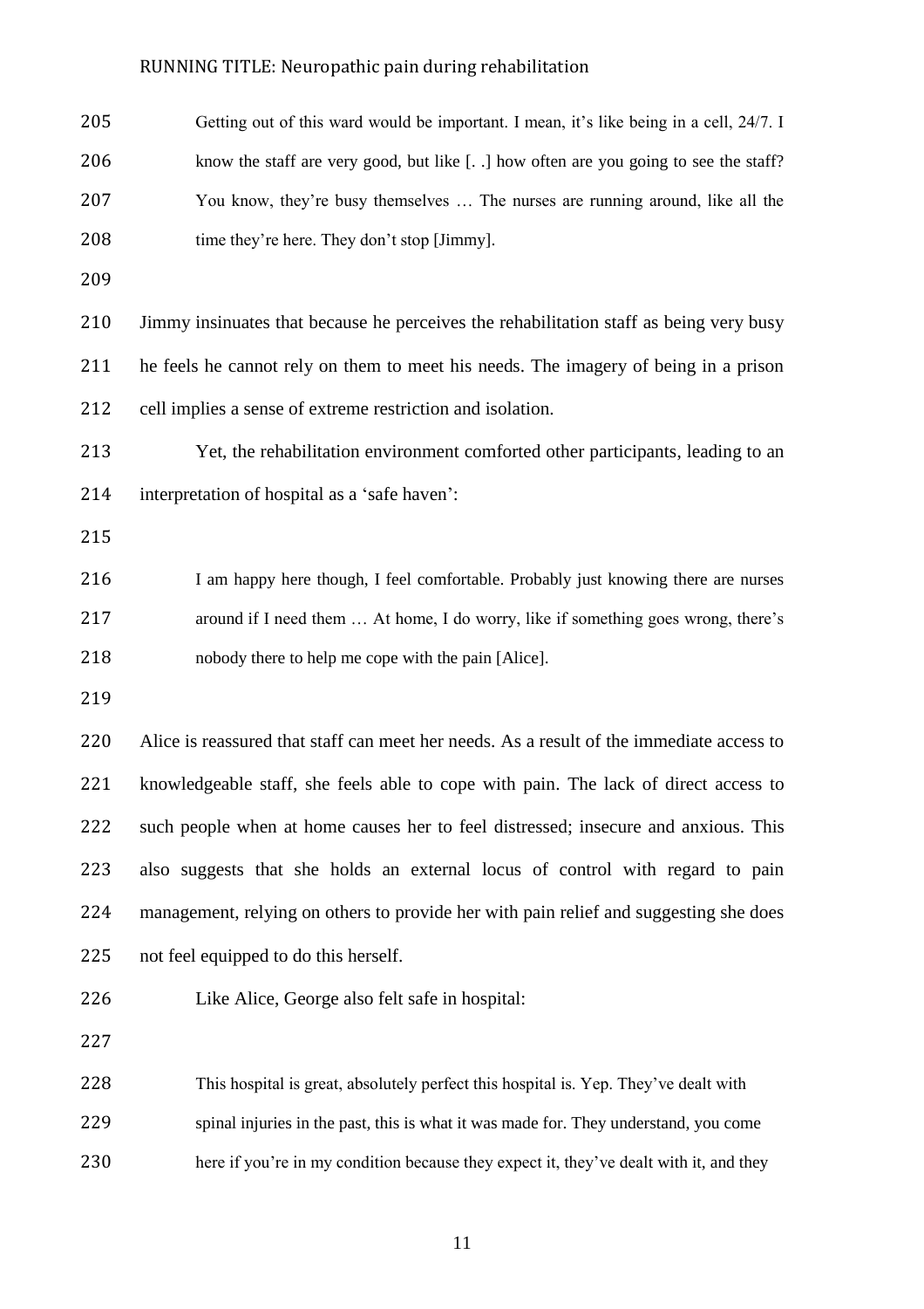> Getting out of this ward would be important. I mean, it's like being in a cell, 24/7. I know the staff are very good, but like [. .] how often are you going to see the staff? You know, they're busy themselves … The nurses are running around, like all the time they're here. They don't stop [Jimmy].

Jimmy insinuates that because he perceives the rehabilitation staff as being very busy he feels he cannot rely on them to meet his needs. The imagery of being in a prison cell implies a sense of extreme restriction and isolation.

Yet, the rehabilitation environment comforted other participants, leading to an interpretation of hospital as a 'safe haven':

> I am happy here though, I feel comfortable. Probably just knowing there are nurses around if I need them … At home, I do worry, like if something goes wrong, there's nobody there to help me cope with the pain [Alice].

Alice is reassured that staff can meet her needs. As a result of the immediate access to knowledgeable staff, she feels able to cope with pain. The lack of direct access to such people when at home causes her to feel distressed; insecure and anxious. This also suggests that she holds an external locus of control with regard to pain management, relying on others to provide her with pain relief and suggesting she does not feel equipped to do this herself.

Like Alice, George also felt safe in hospital:

> This hospital is great, absolutely perfect this hospital is. Yep. They've dealt with spinal injuries in the past, this is what it was made for. They understand, you come here if you're in my condition because they expect it, they've dealt with it, and they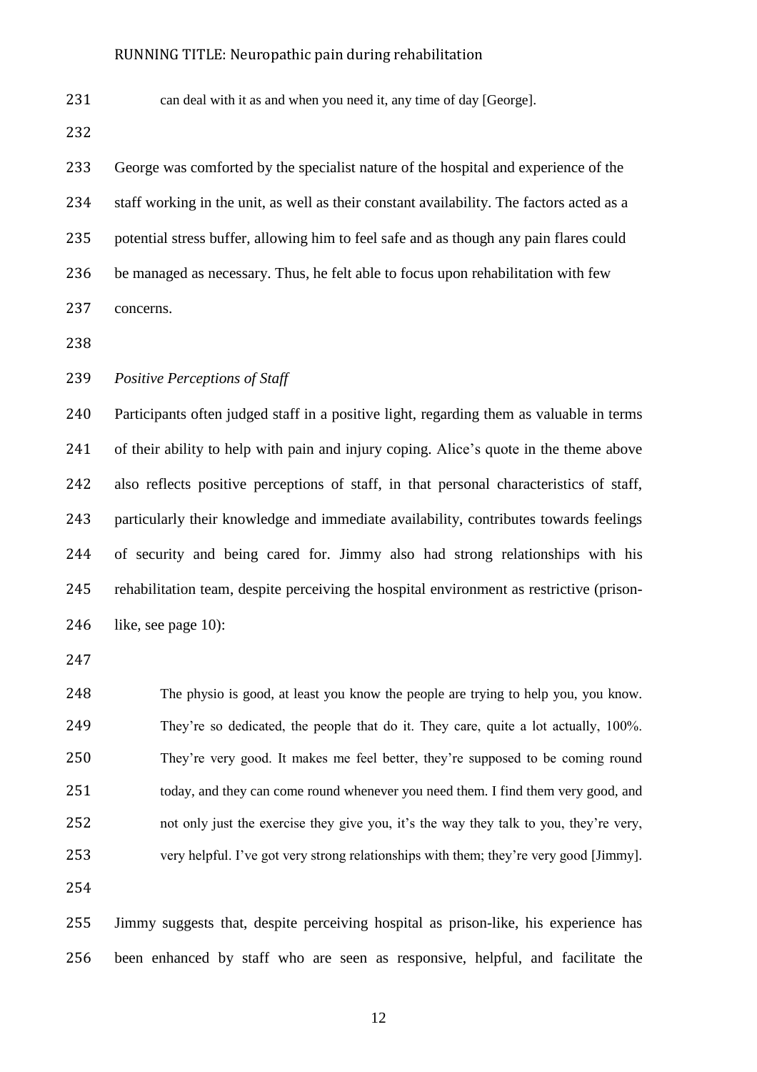can deal with it as and when you need it, any time of day [George].

George was comforted by the specialist nature of the hospital and experience of the staff working in the unit, as well as their constant availability. The factors acted as a potential stress buffer, allowing him to feel safe and as though any pain flares could be managed as necessary. Thus, he felt able to focus upon rehabilitation with few concerns.

*Positive Perceptions of Staff*

Participants often judged staff in a positive light, regarding them as valuable in terms of their ability to help with pain and injury coping. Alice's quote in the theme above also reflects positive perceptions of staff, in that personal characteristics of staff, particularly their knowledge and immediate availability, contributes towards feelings of security and being cared for. Jimmy also had strong relationships with his rehabilitation team, despite perceiving the hospital environment as restrictive (prison-like, see page 10):

> The physio is good, at least you know the people are trying to help you, you know. They're so dedicated, the people that do it. They care, quite a lot actually, 100%. They're very good. It makes me feel better, they're supposed to be coming round today, and they can come round whenever you need them. I find them very good, and not only just the exercise they give you, it's the way they talk to you, they're very, very helpful. I've got very strong relationships with them; they're very good [Jimmy].

Jimmy suggests that, despite perceiving hospital as prison-like, his experience has been enhanced by staff who are seen as responsive, helpful, and facilitate the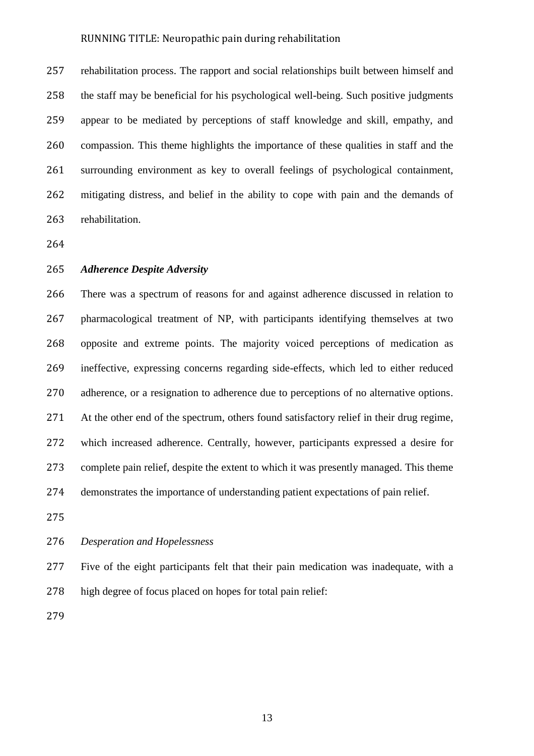rehabilitation process. The rapport and social relationships built between himself and the staff may be beneficial for his psychological well-being. Such positive judgments appear to be mediated by perceptions of staff knowledge and skill, empathy, and compassion. This theme highlights the importance of these qualities in staff and the surrounding environment as key to overall feelings of psychological containment, mitigating distress, and belief in the ability to cope with pain and the demands of rehabilitation.

### ***Adherence Despite Adversity***

There was a spectrum of reasons for and against adherence discussed in relation to pharmacological treatment of NP, with participants identifying themselves at two opposite and extreme points. The majority voiced perceptions of medication as ineffective, expressing concerns regarding side-effects, which led to either reduced adherence, or a resignation to adherence due to perceptions of no alternative options. At the other end of the spectrum, others found satisfactory relief in their drug regime, which increased adherence. Centrally, however, participants expressed a desire for complete pain relief, despite the extent to which it was presently managed. This theme demonstrates the importance of understanding patient expectations of pain relief.

#### *Desperation and Hopelessness*

Five of the eight participants felt that their pain medication was inadequate, with a high degree of focus placed on hopes for total pain relief: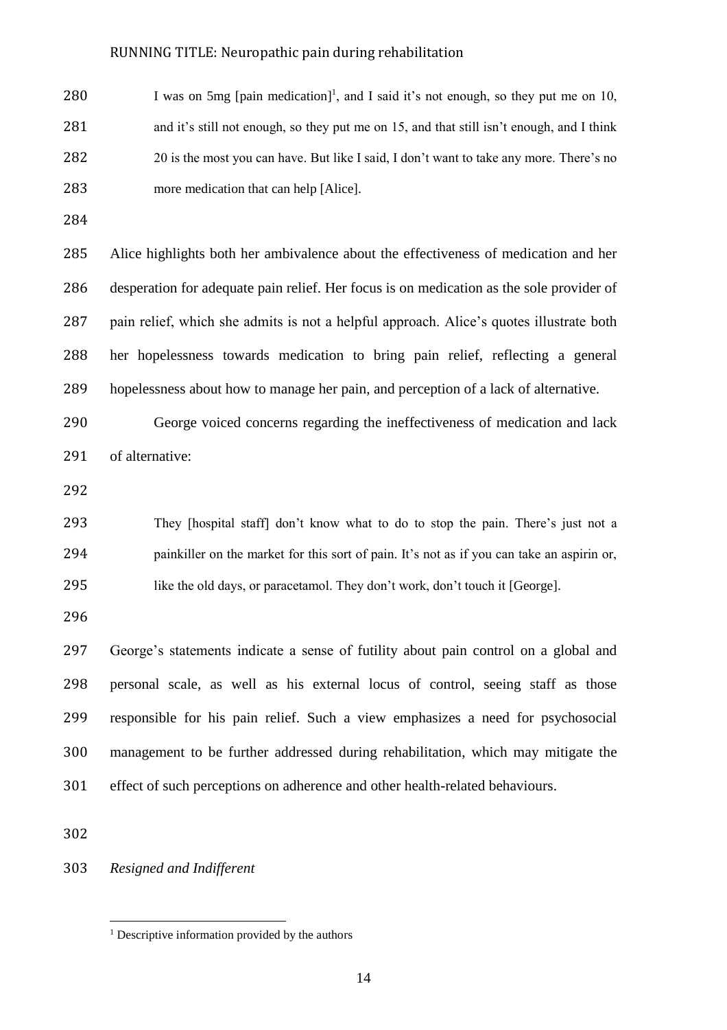> I was on 5mg [pain medication][1], and I said it's not enough, so they put me on 10, and it's still not enough, so they put me on 15, and that still isn't enough, and I think 20 is the most you can have. But like I said, I don't want to take any more. There's no more medication that can help [Alice].

Alice highlights both her ambivalence about the effectiveness of medication and her desperation for adequate pain relief. Her focus is on medication as the sole provider of pain relief, which she admits is not a helpful approach. Alice's quotes illustrate both her hopelessness towards medication to bring pain relief, reflecting a general hopelessness about how to manage her pain, and perception of a lack of alternative.

George voiced concerns regarding the ineffectiveness of medication and lack of alternative:

> They [hospital staff] don't know what to do to stop the pain. There's just not a painkiller on the market for this sort of pain. It's not as if you can take an aspirin or, like the old days, or paracetamol. They don't work, don't touch it [George].

George's statements indicate a sense of futility about pain control on a global and personal scale, as well as his external locus of control, seeing staff as those responsible for his pain relief. Such a view emphasizes a need for psychosocial management to be further addressed during rehabilitation, which may mitigate the effect of such perceptions on adherence and other health-related behaviours.

*Resigned and Indifferent*

[1] Descriptive information provided by the authors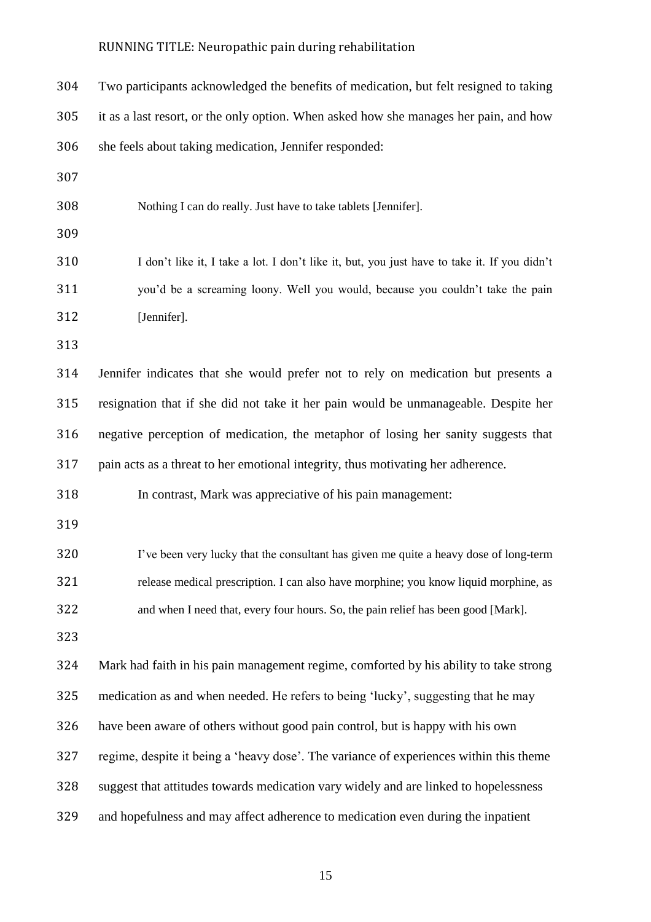Two participants acknowledged the benefits of medication, but felt resigned to taking it as a last resort, or the only option. When asked how she manages her pain, and how she feels about taking medication, Jennifer responded:

> Nothing I can do really. Just have to take tablets [Jennifer].

> I don't like it, I take a lot. I don't like it, but, you just have to take it. If you didn't you'd be a screaming loony. Well you would, because you couldn't take the pain [Jennifer].

Jennifer indicates that she would prefer not to rely on medication but presents a resignation that if she did not take it her pain would be unmanageable. Despite her negative perception of medication, the metaphor of losing her sanity suggests that pain acts as a threat to her emotional integrity, thus motivating her adherence.

In contrast, Mark was appreciative of his pain management:

> I've been very lucky that the consultant has given me quite a heavy dose of long-term release medical prescription. I can also have morphine; you know liquid morphine, as and when I need that, every four hours. So, the pain relief has been good [Mark].

Mark had faith in his pain management regime, comforted by his ability to take strong medication as and when needed. He refers to being 'lucky', suggesting that he may have been aware of others without good pain control, but is happy with his own regime, despite it being a 'heavy dose'. The variance of experiences within this theme suggest that attitudes towards medication vary widely and are linked to hopelessness and hopefulness and may affect adherence to medication even during the inpatient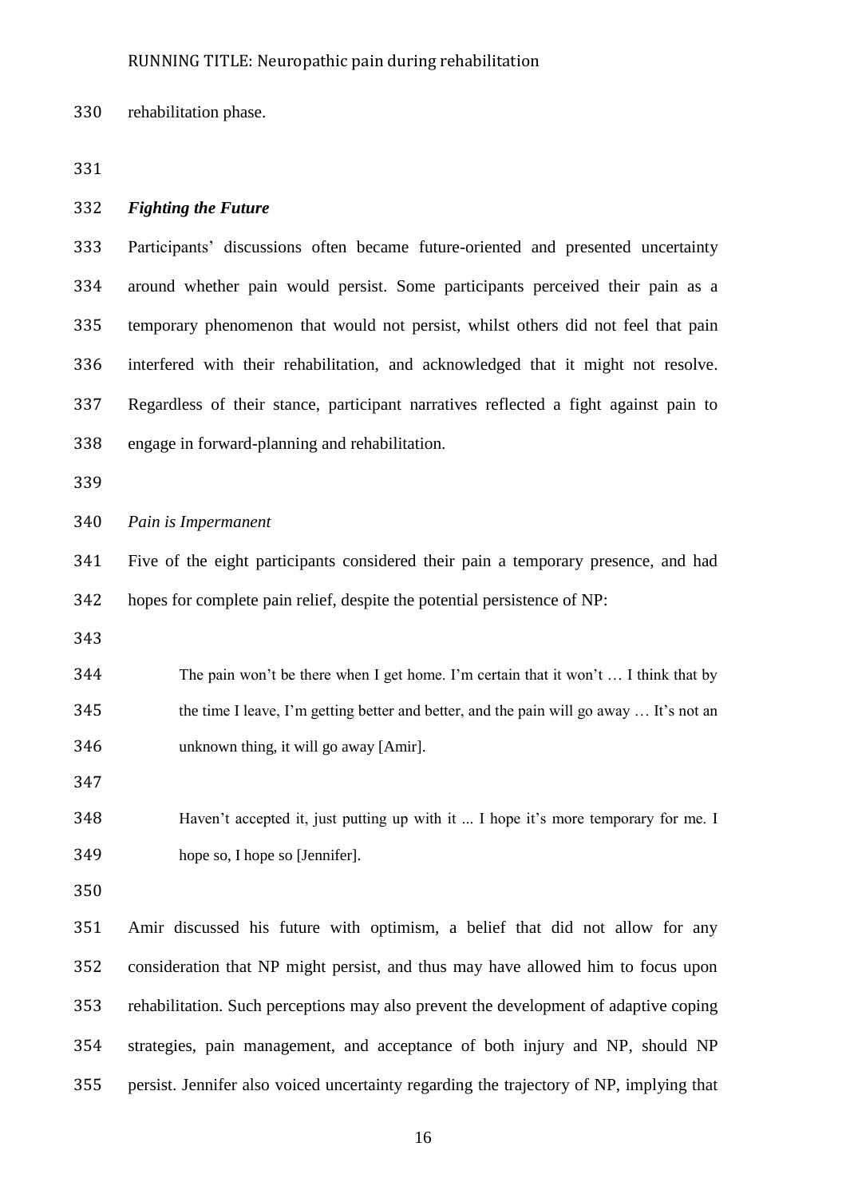rehabilitation phase.

### *Fighting the Future*

Participants' discussions often became future-oriented and presented uncertainty around whether pain would persist. Some participants perceived their pain as a temporary phenomenon that would not persist, whilst others did not feel that pain interfered with their rehabilitation, and acknowledged that it might not resolve. Regardless of their stance, participant narratives reflected a fight against pain to engage in forward-planning and rehabilitation.

#### *Pain is Impermanent*

Five of the eight participants considered their pain a temporary presence, and had hopes for complete pain relief, despite the potential persistence of NP:

> The pain won't be there when I get home. I'm certain that it won't … I think that by the time I leave, I'm getting better and better, and the pain will go away … It's not an unknown thing, it will go away [Amir].

> Haven't accepted it, just putting up with it ... I hope it's more temporary for me. I hope so, I hope so [Jennifer].

Amir discussed his future with optimism, a belief that did not allow for any consideration that NP might persist, and thus may have allowed him to focus upon rehabilitation. Such perceptions may also prevent the development of adaptive coping strategies, pain management, and acceptance of both injury and NP, should NP persist. Jennifer also voiced uncertainty regarding the trajectory of NP, implying that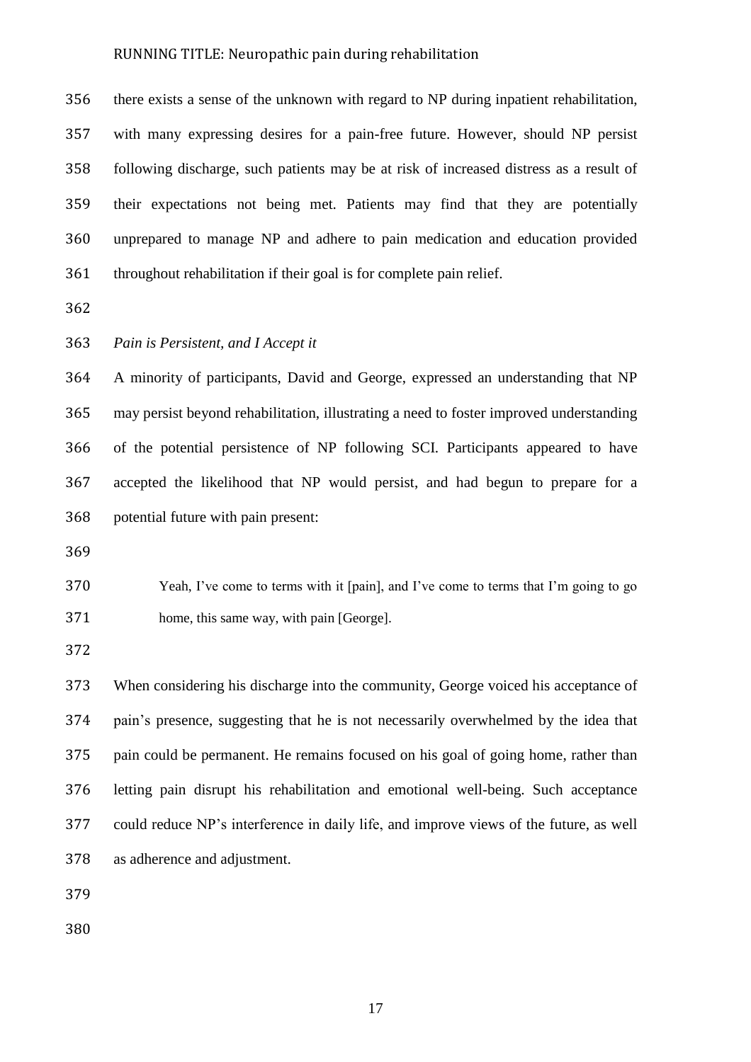there exists a sense of the unknown with regard to NP during inpatient rehabilitation, with many expressing desires for a pain-free future. However, should NP persist following discharge, such patients may be at risk of increased distress as a result of their expectations not being met. Patients may find that they are potentially unprepared to manage NP and adhere to pain medication and education provided throughout rehabilitation if their goal is for complete pain relief.

*Pain is Persistent, and I Accept it*

A minority of participants, David and George, expressed an understanding that NP may persist beyond rehabilitation, illustrating a need to foster improved understanding of the potential persistence of NP following SCI. Participants appeared to have accepted the likelihood that NP would persist, and had begun to prepare for a potential future with pain present:

> Yeah, I've come to terms with it [pain], and I've come to terms that I'm going to go home, this same way, with pain [George].

When considering his discharge into the community, George voiced his acceptance of pain's presence, suggesting that he is not necessarily overwhelmed by the idea that pain could be permanent. He remains focused on his goal of going home, rather than letting pain disrupt his rehabilitation and emotional well-being. Such acceptance could reduce NP's interference in daily life, and improve views of the future, as well as adherence and adjustment.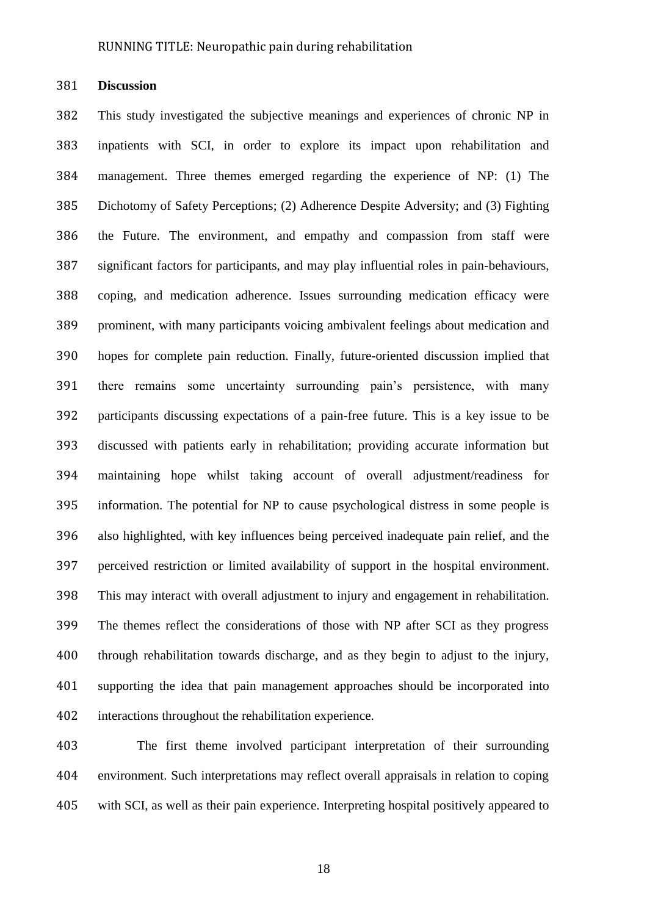## Discussion

This study investigated the subjective meanings and experiences of chronic NP in inpatients with SCI, in order to explore its impact upon rehabilitation and management. Three themes emerged regarding the experience of NP: (1) The Dichotomy of Safety Perceptions; (2) Adherence Despite Adversity; and (3) Fighting the Future. The environment, and empathy and compassion from staff were significant factors for participants, and may play influential roles in pain-behaviours, coping, and medication adherence. Issues surrounding medication efficacy were prominent, with many participants voicing ambivalent feelings about medication and hopes for complete pain reduction. Finally, future-oriented discussion implied that there remains some uncertainty surrounding pain's persistence, with many participants discussing expectations of a pain-free future. This is a key issue to be discussed with patients early in rehabilitation; providing accurate information but maintaining hope whilst taking account of overall adjustment/readiness for information. The potential for NP to cause psychological distress in some people is also highlighted, with key influences being perceived inadequate pain relief, and the perceived restriction or limited availability of support in the hospital environment. This may interact with overall adjustment to injury and engagement in rehabilitation. The themes reflect the considerations of those with NP after SCI as they progress through rehabilitation towards discharge, and as they begin to adjust to the injury, supporting the idea that pain management approaches should be incorporated into interactions throughout the rehabilitation experience.

The first theme involved participant interpretation of their surrounding environment. Such interpretations may reflect overall appraisals in relation to coping with SCI, as well as their pain experience. Interpreting hospital positively appeared to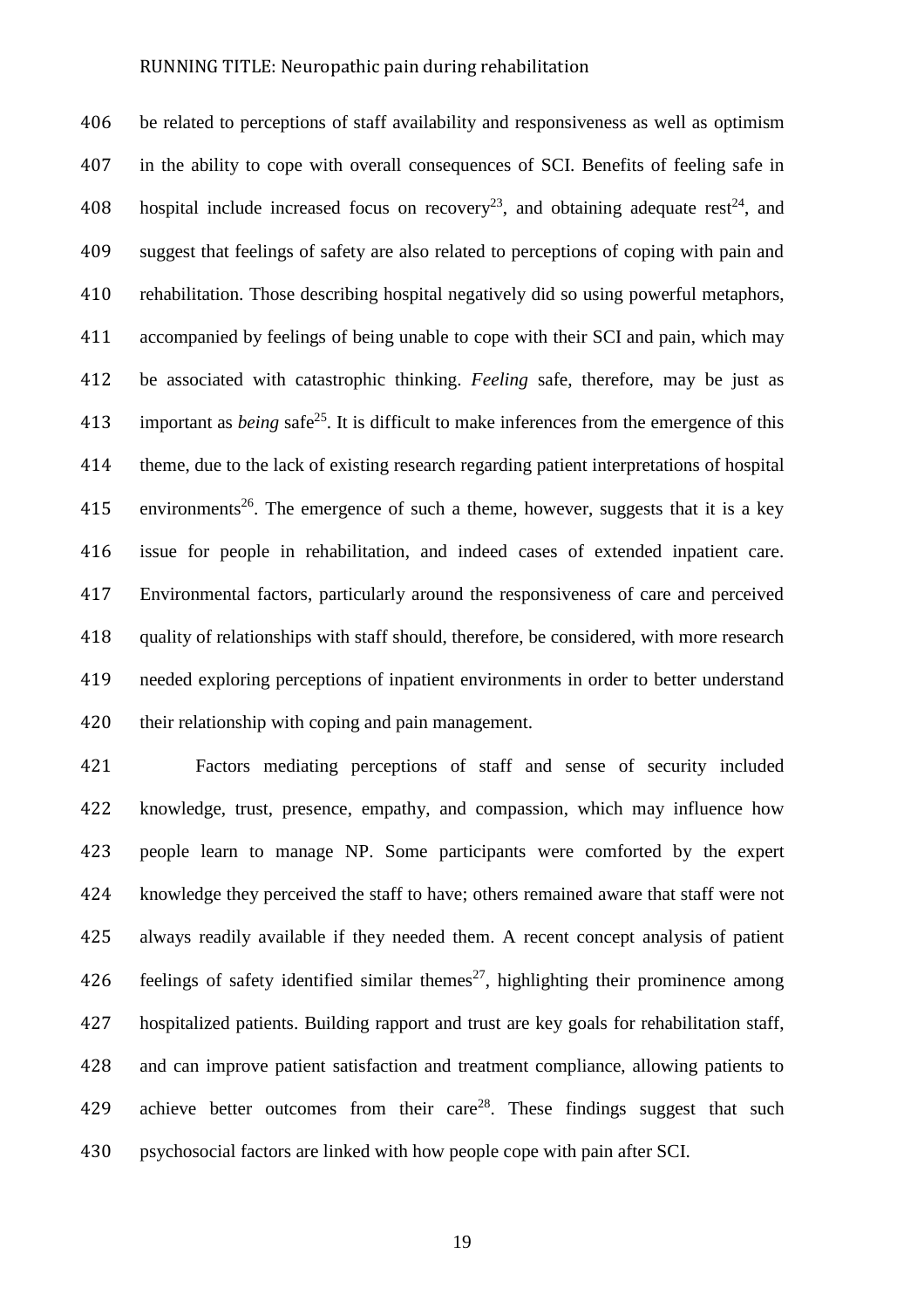be related to perceptions of staff availability and responsiveness as well as optimism in the ability to cope with overall consequences of SCI. Benefits of feeling safe in hospital include increased focus on recovery[23], and obtaining adequate rest[24], and suggest that feelings of safety are also related to perceptions of coping with pain and rehabilitation. Those describing hospital negatively did so using powerful metaphors, accompanied by feelings of being unable to cope with their SCI and pain, which may be associated with catastrophic thinking. *Feeling* safe, therefore, may be just as important as *being* safe[25]. It is difficult to make inferences from the emergence of this theme, due to the lack of existing research regarding patient interpretations of hospital environments[26]. The emergence of such a theme, however, suggests that it is a key issue for people in rehabilitation, and indeed cases of extended inpatient care. Environmental factors, particularly around the responsiveness of care and perceived quality of relationships with staff should, therefore, be considered, with more research needed exploring perceptions of inpatient environments in order to better understand their relationship with coping and pain management.

Factors mediating perceptions of staff and sense of security included knowledge, trust, presence, empathy, and compassion, which may influence how people learn to manage NP. Some participants were comforted by the expert knowledge they perceived the staff to have; others remained aware that staff were not always readily available if they needed them. A recent concept analysis of patient feelings of safety identified similar themes[27], highlighting their prominence among hospitalized patients. Building rapport and trust are key goals for rehabilitation staff, and can improve patient satisfaction and treatment compliance, allowing patients to achieve better outcomes from their care[28]. These findings suggest that such psychosocial factors are linked with how people cope with pain after SCI.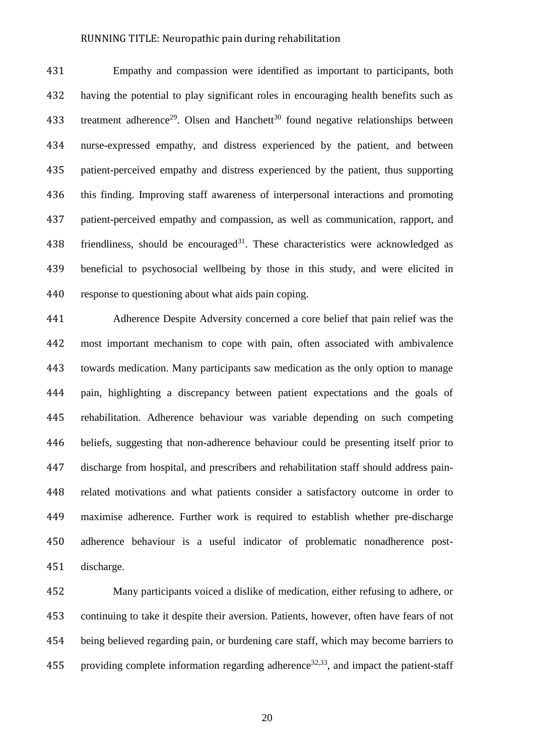Empathy and compassion were identified as important to participants, both having the potential to play significant roles in encouraging health benefits such as treatment adherence[29]. Olsen and Hanchett[30] found negative relationships between nurse-expressed empathy, and distress experienced by the patient, and between patient-perceived empathy and distress experienced by the patient, thus supporting this finding. Improving staff awareness of interpersonal interactions and promoting patient-perceived empathy and compassion, as well as communication, rapport, and friendliness, should be encouraged[31]. These characteristics were acknowledged as beneficial to psychosocial wellbeing by those in this study, and were elicited in response to questioning about what aids pain coping.

Adherence Despite Adversity concerned a core belief that pain relief was the most important mechanism to cope with pain, often associated with ambivalence towards medication. Many participants saw medication as the only option to manage pain, highlighting a discrepancy between patient expectations and the goals of rehabilitation. Adherence behaviour was variable depending on such competing beliefs, suggesting that non-adherence behaviour could be presenting itself prior to discharge from hospital, and prescribers and rehabilitation staff should address pain-related motivations and what patients consider a satisfactory outcome in order to maximise adherence. Further work is required to establish whether pre-discharge adherence behaviour is a useful indicator of problematic nonadherence post-discharge.

Many participants voiced a dislike of medication, either refusing to adhere, or continuing to take it despite their aversion. Patients, however, often have fears of not being believed regarding pain, or burdening care staff, which may become barriers to providing complete information regarding adherence[32,33], and impact the patient-staff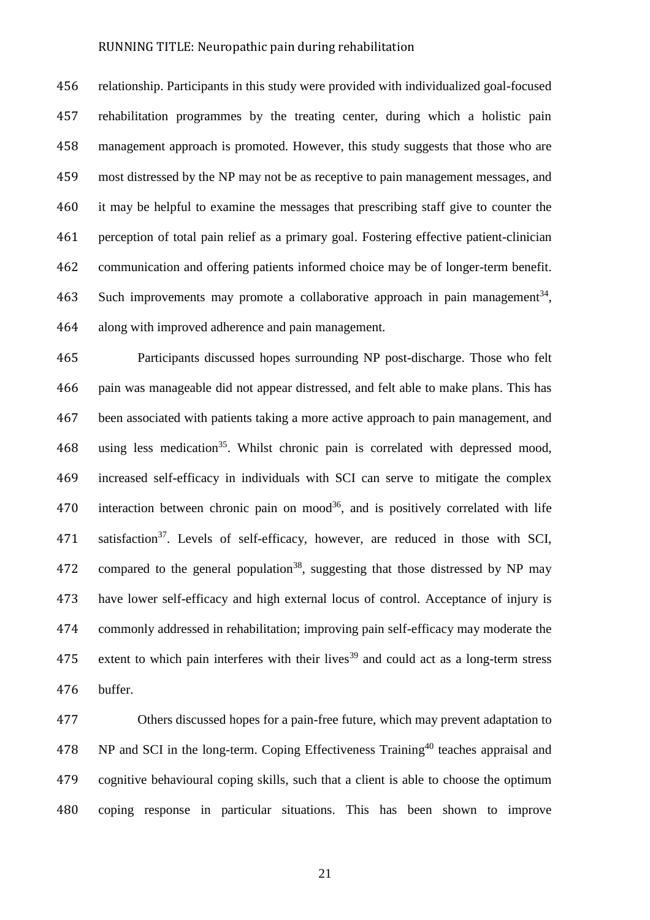relationship. Participants in this study were provided with individualized goal-focused rehabilitation programmes by the treating center, during which a holistic pain management approach is promoted. However, this study suggests that those who are most distressed by the NP may not be as receptive to pain management messages, and it may be helpful to examine the messages that prescribing staff give to counter the perception of total pain relief as a primary goal. Fostering effective patient-clinician communication and offering patients informed choice may be of longer-term benefit. Such improvements may promote a collaborative approach in pain management[34], along with improved adherence and pain management.

Participants discussed hopes surrounding NP post-discharge. Those who felt pain was manageable did not appear distressed, and felt able to make plans. This has been associated with patients taking a more active approach to pain management, and using less medication[35]. Whilst chronic pain is correlated with depressed mood, increased self-efficacy in individuals with SCI can serve to mitigate the complex interaction between chronic pain on mood[36], and is positively correlated with life satisfaction[37]. Levels of self-efficacy, however, are reduced in those with SCI, compared to the general population[38], suggesting that those distressed by NP may have lower self-efficacy and high external locus of control. Acceptance of injury is commonly addressed in rehabilitation; improving pain self-efficacy may moderate the extent to which pain interferes with their lives[39] and could act as a long-term stress buffer.

Others discussed hopes for a pain-free future, which may prevent adaptation to NP and SCI in the long-term. Coping Effectiveness Training[40] teaches appraisal and cognitive behavioural coping skills, such that a client is able to choose the optimum coping response in particular situations. This has been shown to improve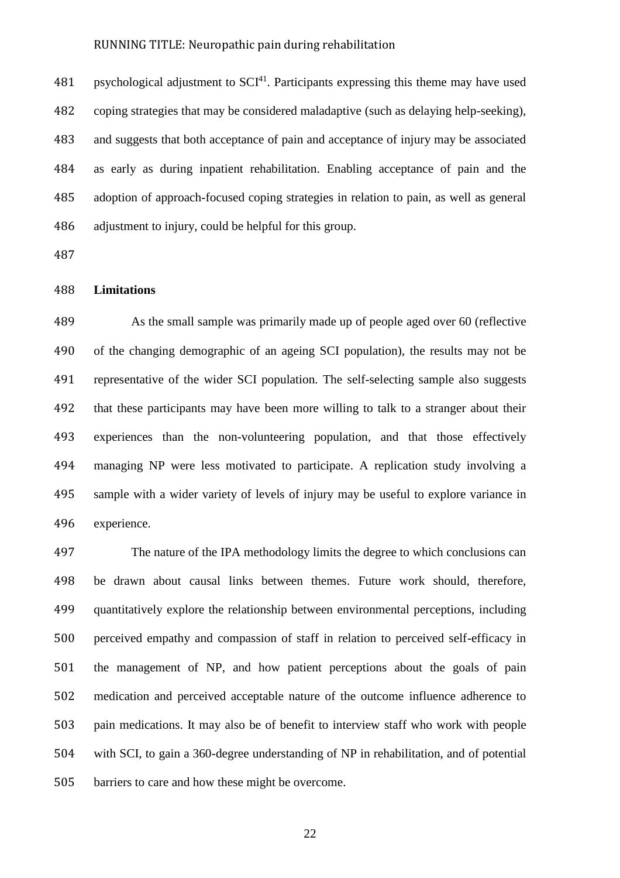psychological adjustment to SCI[41]. Participants expressing this theme may have used coping strategies that may be considered maladaptive (such as delaying help-seeking), and suggests that both acceptance of pain and acceptance of injury may be associated as early as during inpatient rehabilitation. Enabling acceptance of pain and the adoption of approach-focused coping strategies in relation to pain, as well as general adjustment to injury, could be helpful for this group.

**Limitations**

As the small sample was primarily made up of people aged over 60 (reflective of the changing demographic of an ageing SCI population), the results may not be representative of the wider SCI population. The self-selecting sample also suggests that these participants may have been more willing to talk to a stranger about their experiences than the non-volunteering population, and that those effectively managing NP were less motivated to participate. A replication study involving a sample with a wider variety of levels of injury may be useful to explore variance in experience.

The nature of the IPA methodology limits the degree to which conclusions can be drawn about causal links between themes. Future work should, therefore, quantitatively explore the relationship between environmental perceptions, including perceived empathy and compassion of staff in relation to perceived self-efficacy in the management of NP, and how patient perceptions about the goals of pain medication and perceived acceptable nature of the outcome influence adherence to pain medications. It may also be of benefit to interview staff who work with people with SCI, to gain a 360-degree understanding of NP in rehabilitation, and of potential barriers to care and how these might be overcome.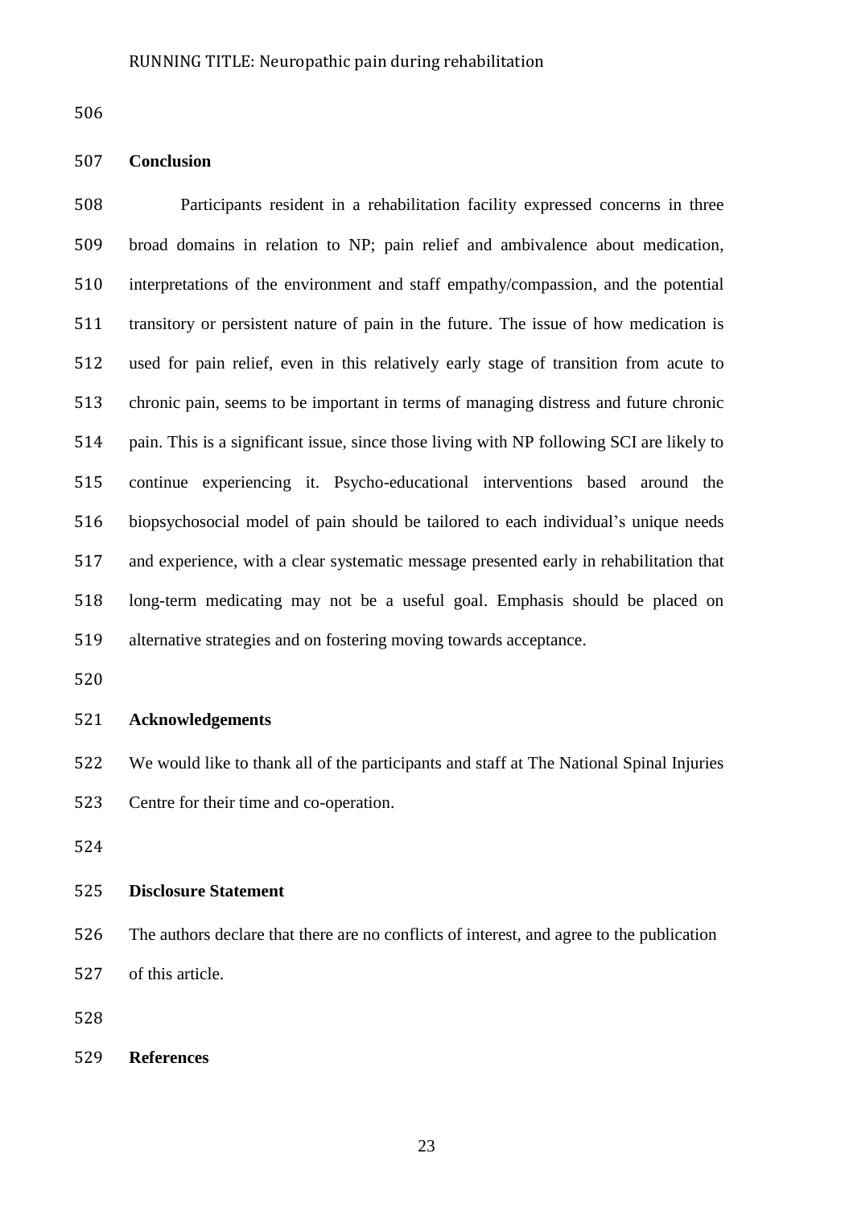## Conclusion

Participants resident in a rehabilitation facility expressed concerns in three broad domains in relation to NP; pain relief and ambivalence about medication, interpretations of the environment and staff empathy/compassion, and the potential transitory or persistent nature of pain in the future. The issue of how medication is used for pain relief, even in this relatively early stage of transition from acute to chronic pain, seems to be important in terms of managing distress and future chronic pain. This is a significant issue, since those living with NP following SCI are likely to continue experiencing it. Psycho-educational interventions based around the biopsychosocial model of pain should be tailored to each individual's unique needs and experience, with a clear systematic message presented early in rehabilitation that long-term medicating may not be a useful goal. Emphasis should be placed on alternative strategies and on fostering moving towards acceptance.

## Acknowledgements

We would like to thank all of the participants and staff at The National Spinal Injuries Centre for their time and co-operation.

## Disclosure Statement

The authors declare that there are no conflicts of interest, and agree to the publication of this article.

## References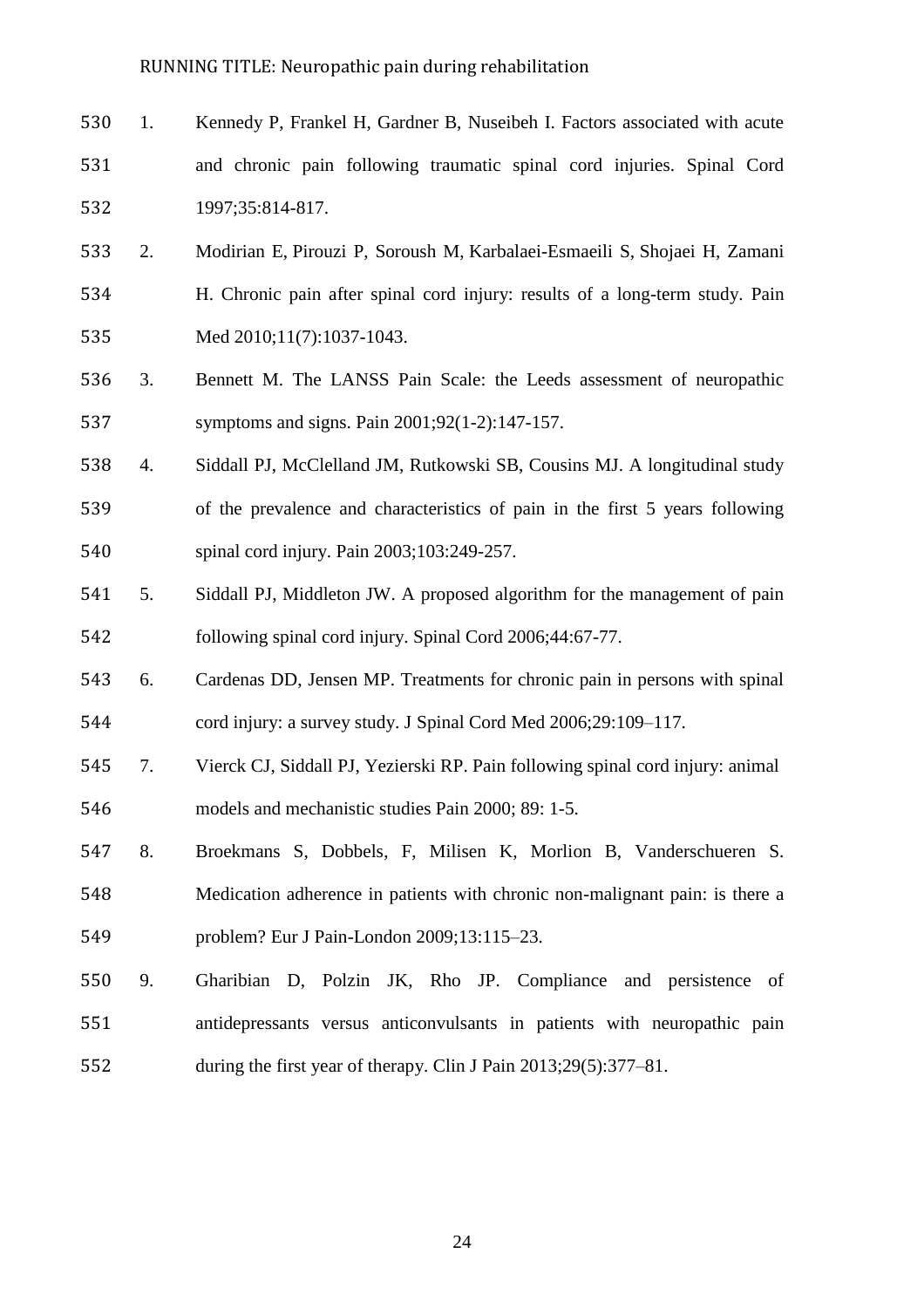1. Kennedy P, Frankel H, Gardner B, Nuseibeh I. Factors associated with acute and chronic pain following traumatic spinal cord injuries. Spinal Cord 1997;35:814-817.
2. Modirian E, Pirouzi P, Soroush M, Karbalaei-Esmaeili S, Shojaei H, Zamani H. Chronic pain after spinal cord injury: results of a long-term study. Pain Med 2010;11(7):1037-1043.
3. Bennett M. The LANSS Pain Scale: the Leeds assessment of neuropathic symptoms and signs. Pain 2001;92(1-2):147-157.
4. Siddall PJ, McClelland JM, Rutkowski SB, Cousins MJ. A longitudinal study of the prevalence and characteristics of pain in the first 5 years following spinal cord injury. Pain 2003;103:249-257.
5. Siddall PJ, Middleton JW. A proposed algorithm for the management of pain following spinal cord injury. Spinal Cord 2006;44:67-77.
6. Cardenas DD, Jensen MP. Treatments for chronic pain in persons with spinal cord injury: a survey study. J Spinal Cord Med 2006;29:109–117.
7. Vierck CJ, Siddall PJ, Yezierski RP. Pain following spinal cord injury: animal models and mechanistic studies Pain 2000; 89: 1-5.
8. Broekmans S, Dobbels, F, Milisen K, Morlion B, Vanderschueren S. Medication adherence in patients with chronic non-malignant pain: is there a problem? Eur J Pain-London 2009;13:115–23.
9. Gharibian D, Polzin JK, Rho JP. Compliance and persistence of antidepressants versus anticonvulsants in patients with neuropathic pain during the first year of therapy. Clin J Pain 2013;29(5):377–81.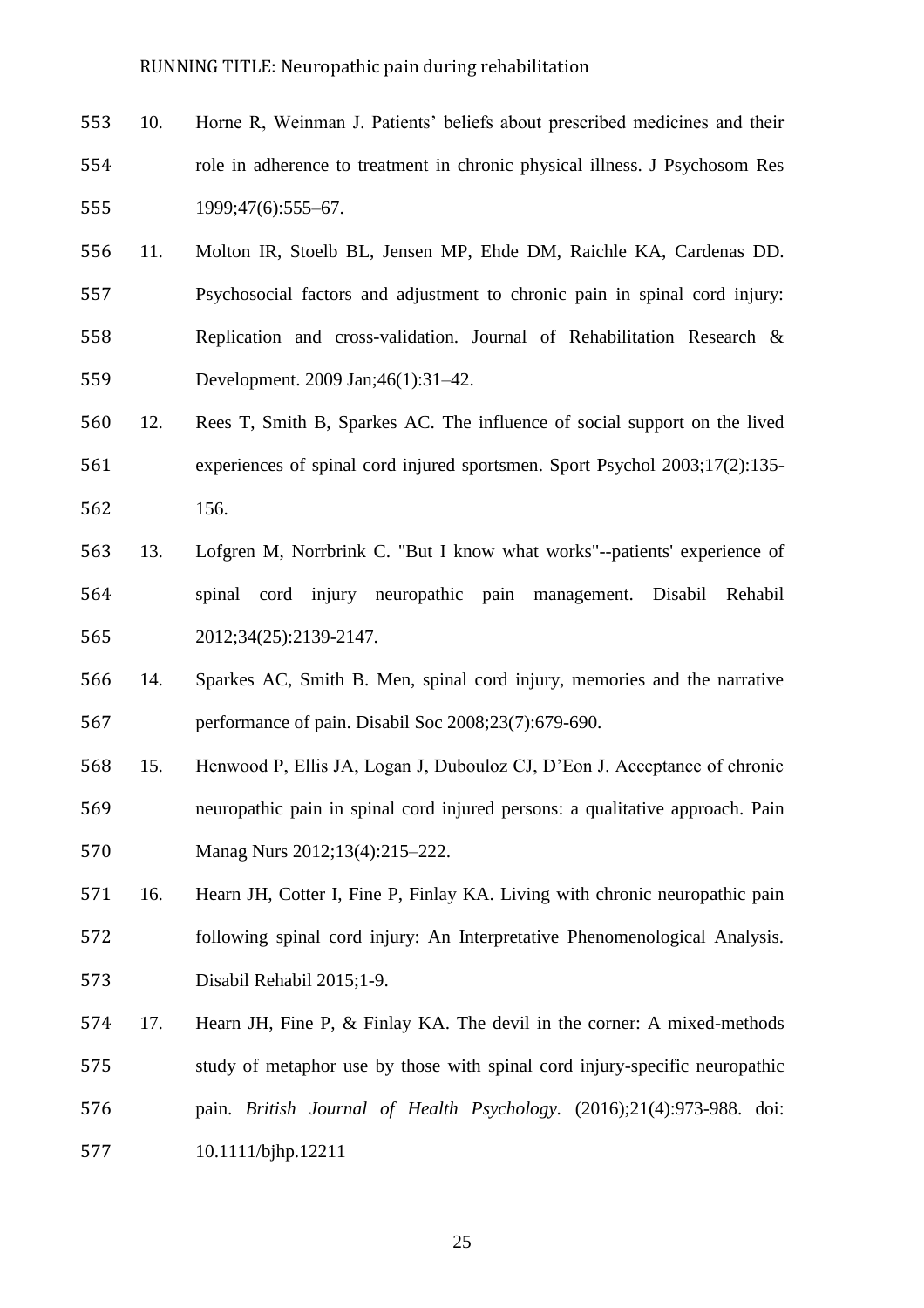10. Horne R, Weinman J. Patients' beliefs about prescribed medicines and their role in adherence to treatment in chronic physical illness. J Psychosom Res 1999;47(6):555–67.
11. Molton IR, Stoelb BL, Jensen MP, Ehde DM, Raichle KA, Cardenas DD. Psychosocial factors and adjustment to chronic pain in spinal cord injury: Replication and cross-validation. Journal of Rehabilitation Research & Development. 2009 Jan;46(1):31–42.
12. Rees T, Smith B, Sparkes AC. The influence of social support on the lived experiences of spinal cord injured sportsmen. Sport Psychol 2003;17(2):135-156.
13. Lofgren M, Norrbrink C. "But I know what works"--patients' experience of spinal cord injury neuropathic pain management. Disabil Rehabil 2012;34(25):2139-2147.
14. Sparkes AC, Smith B. Men, spinal cord injury, memories and the narrative performance of pain. Disabil Soc 2008;23(7):679-690.
15. Henwood P, Ellis JA, Logan J, Dubouloz CJ, D'Eon J. Acceptance of chronic neuropathic pain in spinal cord injured persons: a qualitative approach. Pain Manag Nurs 2012;13(4):215–222.
16. Hearn JH, Cotter I, Fine P, Finlay KA. Living with chronic neuropathic pain following spinal cord injury: An Interpretative Phenomenological Analysis. Disabil Rehabil 2015;1-9.
17. Hearn JH, Fine P, & Finlay KA. The devil in the corner: A mixed-methods study of metaphor use by those with spinal cord injury-specific neuropathic pain. *British Journal of Health Psychology.* (2016);21(4):973-988. doi: 10.1111/bjhp.12211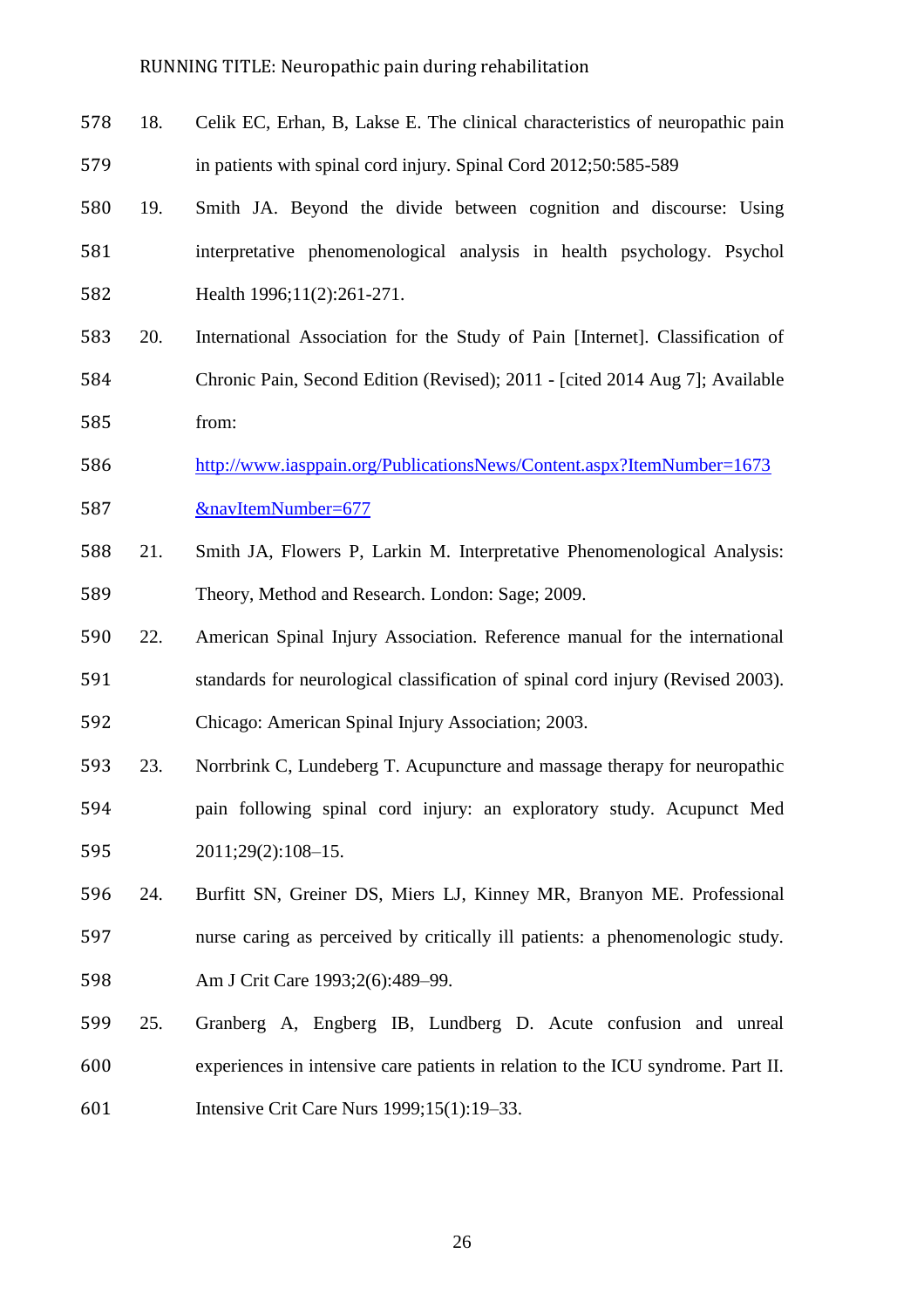18. Celik EC, Erhan, B, Lakse E. The clinical characteristics of neuropathic pain in patients with spinal cord injury. Spinal Cord 2012;50:585-589
19. Smith JA. Beyond the divide between cognition and discourse: Using interpretative phenomenological analysis in health psychology. Psychol Health 1996;11(2):261-271.
20. International Association for the Study of Pain [Internet]. Classification of Chronic Pain, Second Edition (Revised); 2011 - [cited 2014 Aug 7]; Available from: http://www.iasppain.org/PublicationsNews/Content.aspx?ItemNumber=1673&navItemNumber=677
21. Smith JA, Flowers P, Larkin M. Interpretative Phenomenological Analysis: Theory, Method and Research. London: Sage; 2009.
22. American Spinal Injury Association. Reference manual for the international standards for neurological classification of spinal cord injury (Revised 2003). Chicago: American Spinal Injury Association; 2003.
23. Norrbrink C, Lundeberg T. Acupuncture and massage therapy for neuropathic pain following spinal cord injury: an exploratory study. Acupunct Med 2011;29(2):108–15.
24. Burfitt SN, Greiner DS, Miers LJ, Kinney MR, Branyon ME. Professional nurse caring as perceived by critically ill patients: a phenomenologic study. Am J Crit Care 1993;2(6):489–99.
25. Granberg A, Engberg IB, Lundberg D. Acute confusion and unreal experiences in intensive care patients in relation to the ICU syndrome. Part II. Intensive Crit Care Nurs 1999;15(1):19–33.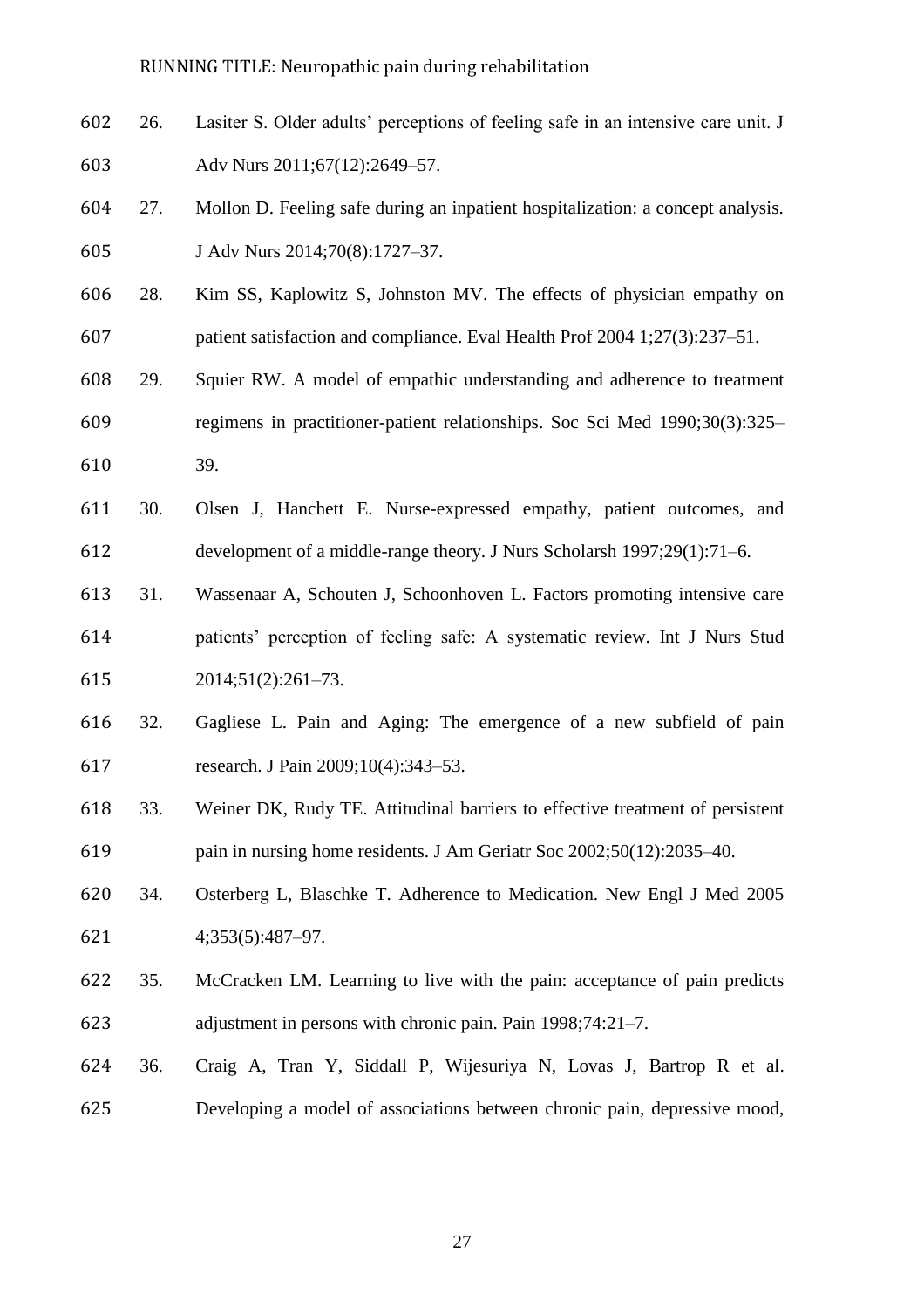26. Lasiter S. Older adults' perceptions of feeling safe in an intensive care unit. J Adv Nurs 2011;67(12):2649–57.
27. Mollon D. Feeling safe during an inpatient hospitalization: a concept analysis. J Adv Nurs 2014;70(8):1727–37.
28. Kim SS, Kaplowitz S, Johnston MV. The effects of physician empathy on patient satisfaction and compliance. Eval Health Prof 2004 1;27(3):237–51.
29. Squier RW. A model of empathic understanding and adherence to treatment regimens in practitioner-patient relationships. Soc Sci Med 1990;30(3):325–39.
30. Olsen J, Hanchett E. Nurse-expressed empathy, patient outcomes, and development of a middle-range theory. J Nurs Scholarsh 1997;29(1):71–6.
31. Wassenaar A, Schouten J, Schoonhoven L. Factors promoting intensive care patients' perception of feeling safe: A systematic review. Int J Nurs Stud 2014;51(2):261–73.
32. Gagliese L. Pain and Aging: The emergence of a new subfield of pain research. J Pain 2009;10(4):343–53.
33. Weiner DK, Rudy TE. Attitudinal barriers to effective treatment of persistent pain in nursing home residents. J Am Geriatr Soc 2002;50(12):2035–40.
34. Osterberg L, Blaschke T. Adherence to Medication. New Engl J Med 2005 4;353(5):487–97.
35. McCracken LM. Learning to live with the pain: acceptance of pain predicts adjustment in persons with chronic pain. Pain 1998;74:21–7.
36. Craig A, Tran Y, Siddall P, Wijesuriya N, Lovas J, Bartrop R et al. Developing a model of associations between chronic pain, depressive mood,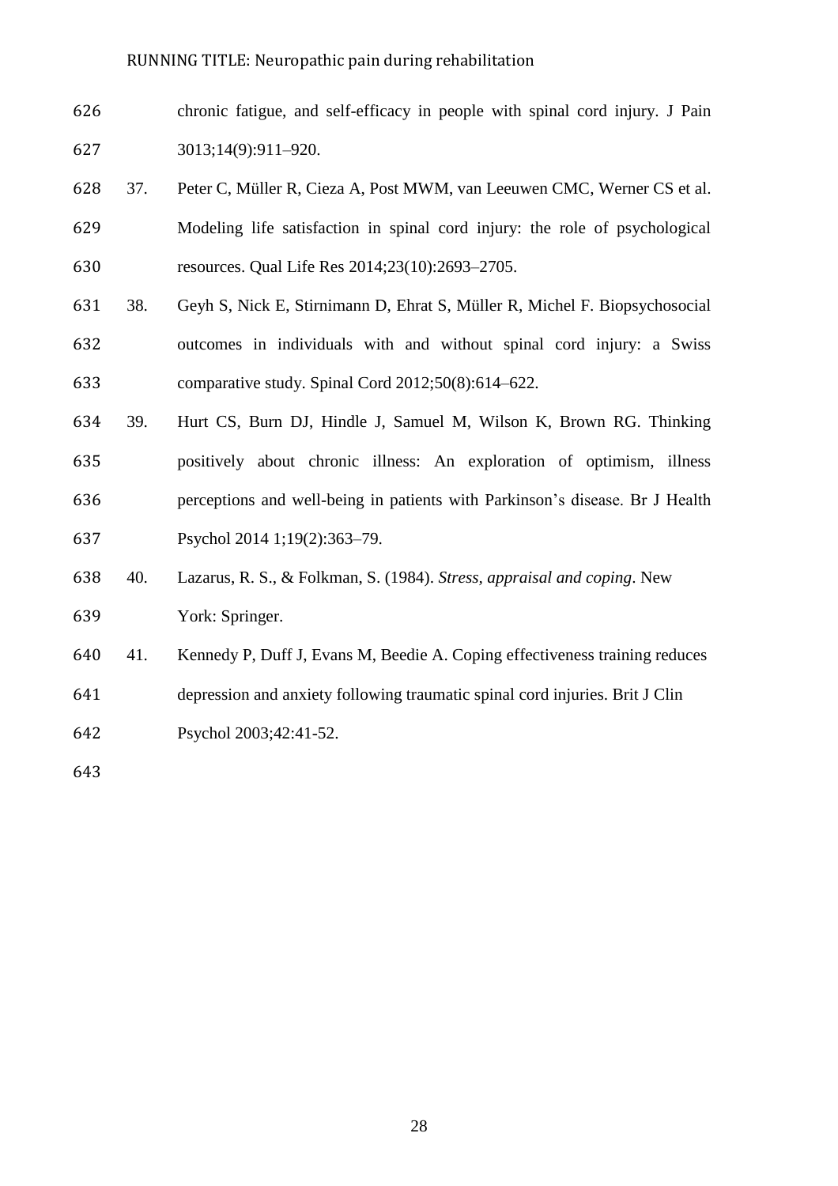chronic fatigue, and self-efficacy in people with spinal cord injury. J Pain 3013;14(9):911–920.

37. Peter C, Müller R, Cieza A, Post MWM, van Leeuwen CMC, Werner CS et al. Modeling life satisfaction in spinal cord injury: the role of psychological resources. Qual Life Res 2014;23(10):2693–2705.

38. Geyh S, Nick E, Stirnimann D, Ehrat S, Müller R, Michel F. Biopsychosocial outcomes in individuals with and without spinal cord injury: a Swiss comparative study. Spinal Cord 2012;50(8):614–622.

39. Hurt CS, Burn DJ, Hindle J, Samuel M, Wilson K, Brown RG. Thinking positively about chronic illness: An exploration of optimism, illness perceptions and well-being in patients with Parkinson's disease. Br J Health Psychol 2014 1;19(2):363–79.

40. Lazarus, R. S., & Folkman, S. (1984). *Stress, appraisal and coping*. New York: Springer.

41. Kennedy P, Duff J, Evans M, Beedie A. Coping effectiveness training reduces depression and anxiety following traumatic spinal cord injuries. Brit J Clin Psychol 2003;42:41-52.